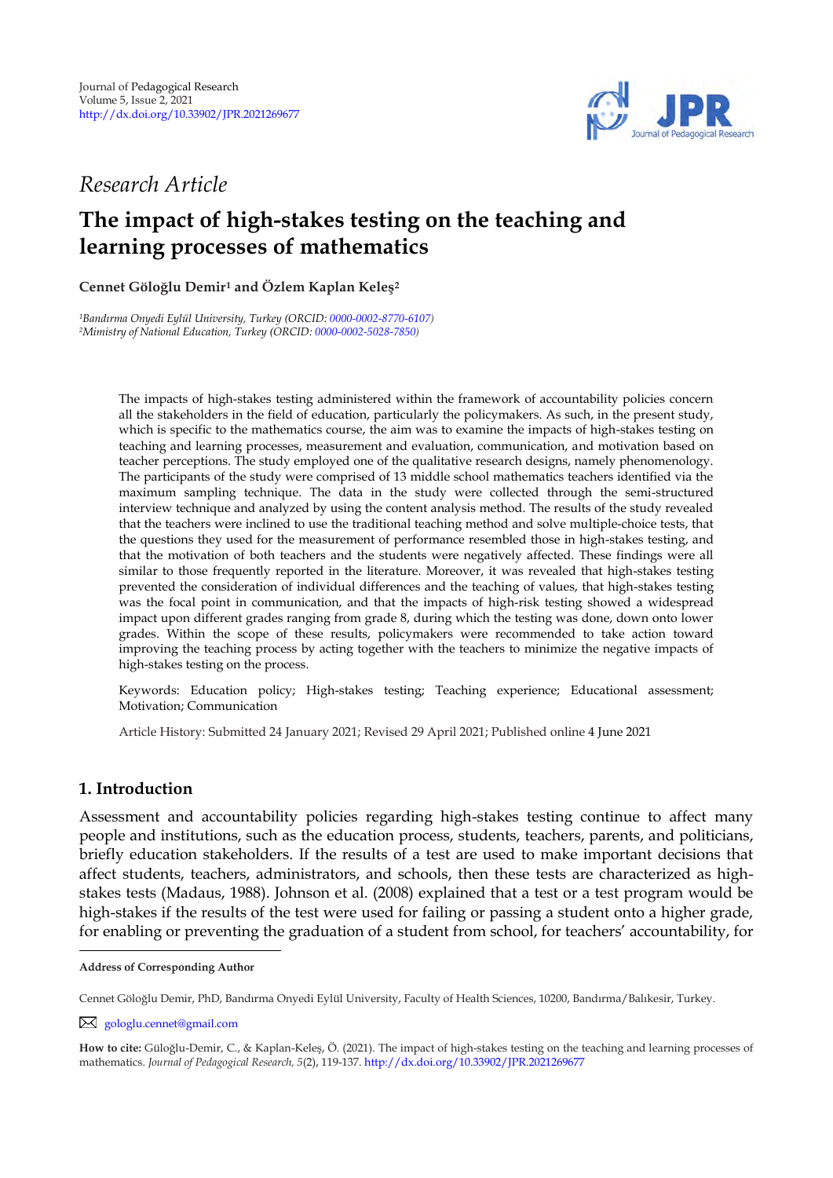Journal of Pedagogical Research
Volume 5, Issue 2, 2021
http://dx.doi.org/10.33902/JPR.2021269677

*Research Article*

# The impact of high-stakes testing on the teaching and learning processes of mathematics

**Cennet Göloğlu Demir[1] and Özlem Kaplan Keleş[2]**

[1]*Bandırma Onyedi Eylül University, Turkey (ORCID: 0000-0002-8770-6107)*
[2]*Ministry of National Education, Turkey (ORCID: 0000-0002-5028-7850)*

The impacts of high-stakes testing administered within the framework of accountability policies concern all the stakeholders in the field of education, particularly the policymakers. As such, in the present study, which is specific to the mathematics course, the aim was to examine the impacts of high-stakes testing on teaching and learning processes, measurement and evaluation, communication, and motivation based on teacher perceptions. The study employed one of the qualitative research designs, namely phenomenology. The participants of the study were comprised of 13 middle school mathematics teachers identified via the maximum sampling technique. The data in the study were collected through the semi-structured interview technique and analyzed by using the content analysis method. The results of the study revealed that the teachers were inclined to use the traditional teaching method and solve multiple-choice tests, that the questions they used for the measurement of performance resembled those in high-stakes testing, and that the motivation of both teachers and the students were negatively affected. These findings were all similar to those frequently reported in the literature. Moreover, it was revealed that high-stakes testing prevented the consideration of individual differences and the teaching of values, that high-stakes testing was the focal point in communication, and that the impacts of high-risk testing showed a widespread impact upon different grades ranging from grade 8, during which the testing was done, down onto lower grades. Within the scope of these results, policymakers were recommended to take action toward improving the teaching process by acting together with the teachers to minimize the negative impacts of high-stakes testing on the process.

Keywords: Education policy; High-stakes testing; Teaching experience; Educational assessment; Motivation; Communication

Article History: Submitted 24 January 2021; Revised 29 April 2021; Published online 4 June 2021

## 1. Introduction

Assessment and accountability policies regarding high-stakes testing continue to affect many people and institutions, such as the education process, students, teachers, parents, and politicians, briefly education stakeholders. If the results of a test are used to make important decisions that affect students, teachers, administrators, and schools, then these tests are characterized as high-stakes tests (Madaus, 1988). Johnson et al. (2008) explained that a test or a test program would be high-stakes if the results of the test were used for failing or passing a student onto a higher grade, for enabling or preventing the graduation of a student from school, for teachers' accountability, for

---

**Address of Corresponding Author**

Cennet Göloğlu Demir, PhD, Bandırma Onyedi Eylül University, Faculty of Health Sciences, 10200, Bandırma/Balıkesir, Turkey.

gologlu.cennet@gmail.com

**How to cite:** Güloğlu-Demir, C., & Kaplan-Keleş, Ö. (2021). The impact of high-stakes testing on the teaching and learning processes of mathematics. *Journal of Pedagogical Research, 5*(2), 119-137. http://dx.doi.org/10.33902/JPR.2021269677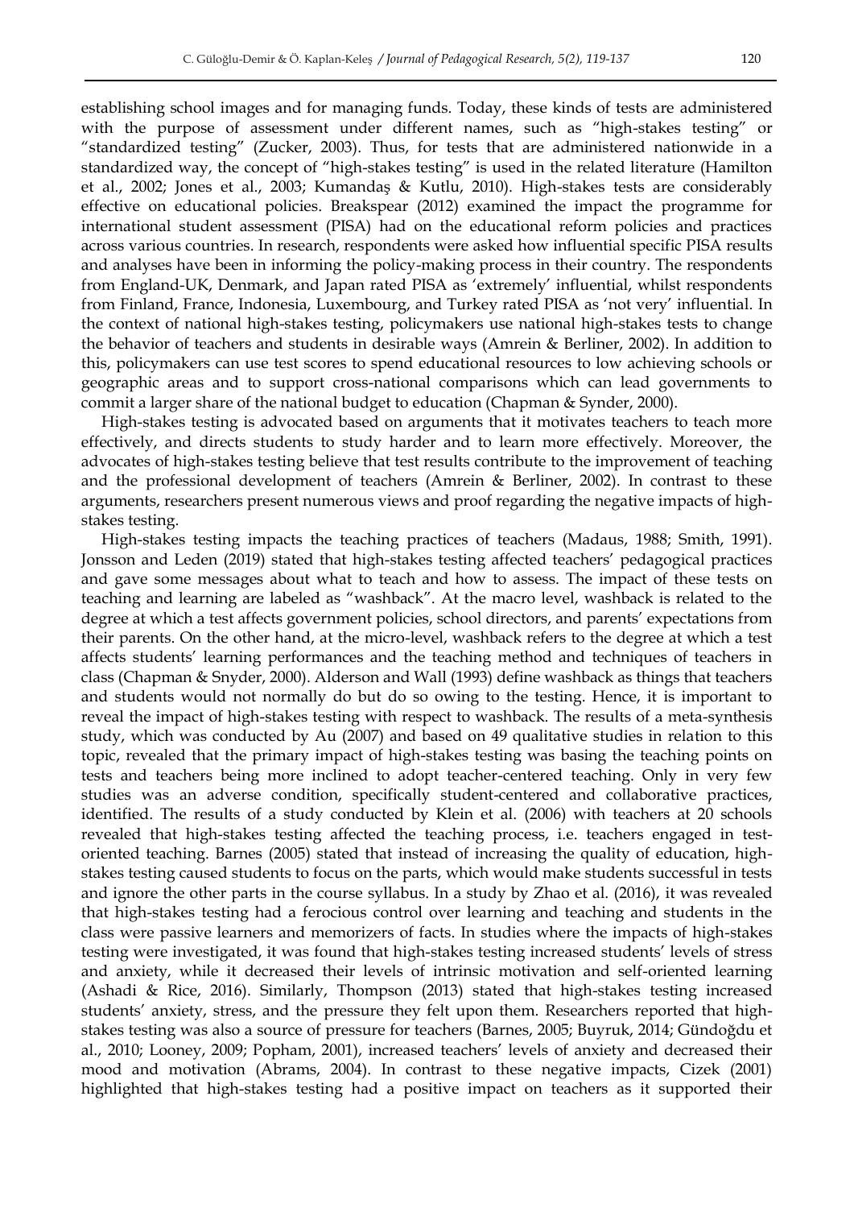establishing school images and for managing funds. Today, these kinds of tests are administered with the purpose of assessment under different names, such as "high-stakes testing" or "standardized testing" (Zucker, 2003). Thus, for tests that are administered nationwide in a standardized way, the concept of "high-stakes testing" is used in the related literature (Hamilton et al., 2002; Jones et al., 2003; Kumandaş & Kutlu, 2010). High-stakes tests are considerably effective on educational policies. Breakspear (2012) examined the impact the programme for international student assessment (PISA) had on the educational reform policies and practices across various countries. In research, respondents were asked how influential specific PISA results and analyses have been in informing the policy-making process in their country. The respondents from England-UK, Denmark, and Japan rated PISA as 'extremely' influential, whilst respondents from Finland, France, Indonesia, Luxembourg, and Turkey rated PISA as 'not very' influential. In the context of national high-stakes testing, policymakers use national high-stakes tests to change the behavior of teachers and students in desirable ways (Amrein & Berliner, 2002). In addition to this, policymakers can use test scores to spend educational resources to low achieving schools or geographic areas and to support cross-national comparisons which can lead governments to commit a larger share of the national budget to education (Chapman & Synder, 2000).

High-stakes testing is advocated based on arguments that it motivates teachers to teach more effectively, and directs students to study harder and to learn more effectively. Moreover, the advocates of high-stakes testing believe that test results contribute to the improvement of teaching and the professional development of teachers (Amrein & Berliner, 2002). In contrast to these arguments, researchers present numerous views and proof regarding the negative impacts of high-stakes testing.

High-stakes testing impacts the teaching practices of teachers (Madaus, 1988; Smith, 1991). Jonsson and Leden (2019) stated that high-stakes testing affected teachers' pedagogical practices and gave some messages about what to teach and how to assess. The impact of these tests on teaching and learning are labeled as "washback". At the macro level, washback is related to the degree at which a test affects government policies, school directors, and parents' expectations from their parents. On the other hand, at the micro-level, washback refers to the degree at which a test affects students' learning performances and the teaching method and techniques of teachers in class (Chapman & Snyder, 2000). Alderson and Wall (1993) define washback as things that teachers and students would not normally do but do so owing to the testing. Hence, it is important to reveal the impact of high-stakes testing with respect to washback. The results of a meta-synthesis study, which was conducted by Au (2007) and based on 49 qualitative studies in relation to this topic, revealed that the primary impact of high-stakes testing was basing the teaching points on tests and teachers being more inclined to adopt teacher-centered teaching. Only in very few studies was an adverse condition, specifically student-centered and collaborative practices, identified. The results of a study conducted by Klein et al. (2006) with teachers at 20 schools revealed that high-stakes testing affected the teaching process, i.e. teachers engaged in test-oriented teaching. Barnes (2005) stated that instead of increasing the quality of education, high-stakes testing caused students to focus on the parts, which would make students successful in tests and ignore the other parts in the course syllabus. In a study by Zhao et al. (2016), it was revealed that high-stakes testing had a ferocious control over learning and teaching and students in the class were passive learners and memorizers of facts. In studies where the impacts of high-stakes testing were investigated, it was found that high-stakes testing increased students' levels of stress and anxiety, while it decreased their levels of intrinsic motivation and self-oriented learning (Ashadi & Rice, 2016). Similarly, Thompson (2013) stated that high-stakes testing increased students' anxiety, stress, and the pressure they felt upon them. Researchers reported that high-stakes testing was also a source of pressure for teachers (Barnes, 2005; Buyruk, 2014; Gündoğdu et al., 2010; Looney, 2009; Popham, 2001), increased teachers' levels of anxiety and decreased their mood and motivation (Abrams, 2004). In contrast to these negative impacts, Cizek (2001) highlighted that high-stakes testing had a positive impact on teachers as it supported their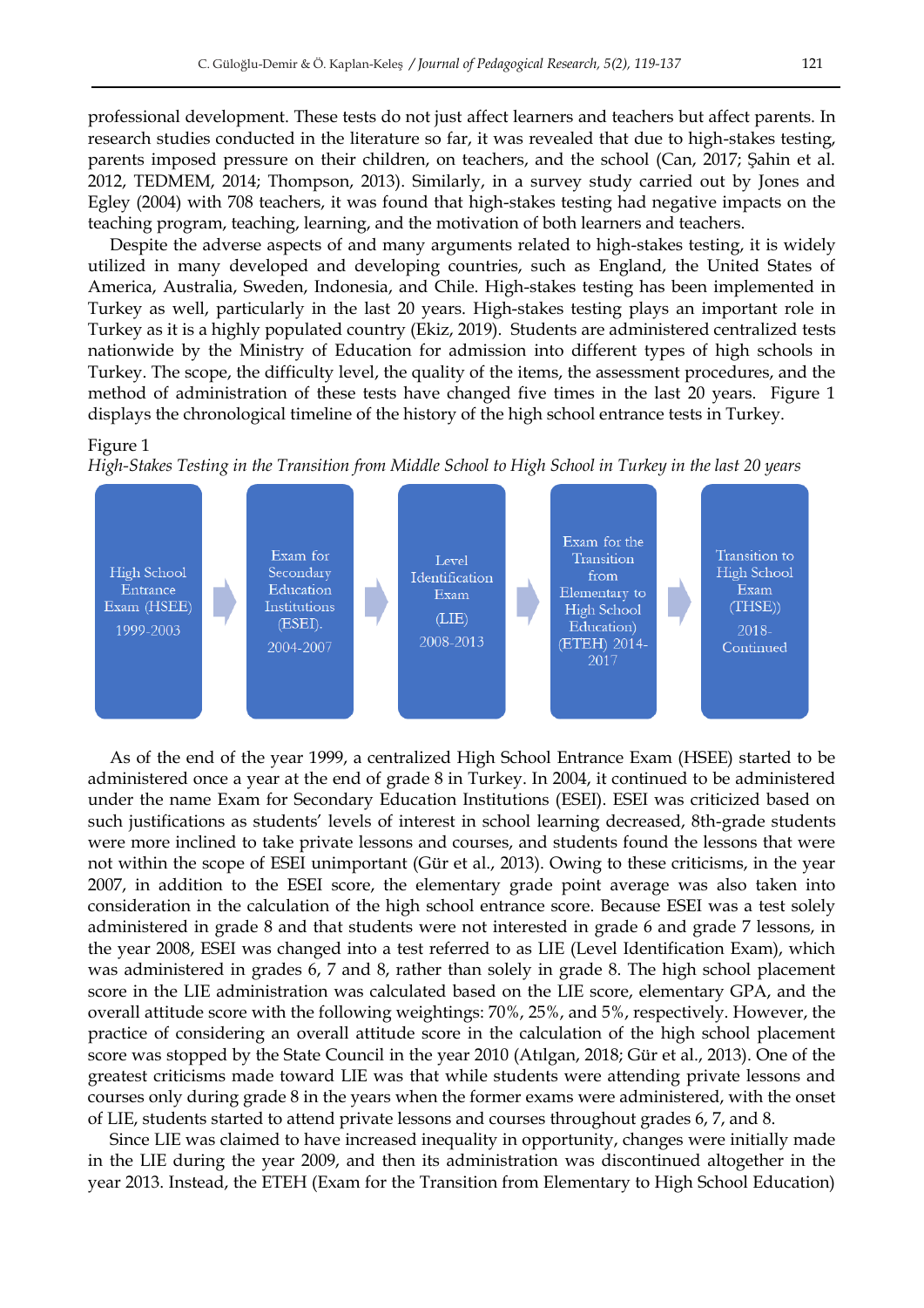professional development. These tests do not just affect learners and teachers but affect parents. In research studies conducted in the literature so far, it was revealed that due to high-stakes testing, parents imposed pressure on their children, on teachers, and the school (Can, 2017; Şahin et al. 2012, TEDMEM, 2014; Thompson, 2013). Similarly, in a survey study carried out by Jones and Egley (2004) with 708 teachers, it was found that high-stakes testing had negative impacts on the teaching program, teaching, learning, and the motivation of both learners and teachers.

Despite the adverse aspects of and many arguments related to high-stakes testing, it is widely utilized in many developed and developing countries, such as England, the United States of America, Australia, Sweden, Indonesia, and Chile. High-stakes testing has been implemented in Turkey as well, particularly in the last 20 years. High-stakes testing plays an important role in Turkey as it is a highly populated country (Ekiz, 2019). Students are administered centralized tests nationwide by the Ministry of Education for admission into different types of high schools in Turkey. The scope, the difficulty level, the quality of the items, the assessment procedures, and the method of administration of these tests have changed five times in the last 20 years. Figure 1 displays the chronological timeline of the history of the high school entrance tests in Turkey.

Figure 1

*High-Stakes Testing in the Transition from Middle School to High School in Turkey in the last 20 years*

High School Entrance Exam (HSEE) 1999-2003 → Exam for Secondary Education Institutions (ESEI). 2004-2007 → Level Identification Exam (LIE) 2008-2013 → Exam for the Transition from Elementary to High School Education) (ETEH) 2014-2017 → Transition to High School Exam (THSE)) 2018-Continued

As of the end of the year 1999, a centralized High School Entrance Exam (HSEE) started to be administered once a year at the end of grade 8 in Turkey. In 2004, it continued to be administered under the name Exam for Secondary Education Institutions (ESEI). ESEI was criticized based on such justifications as students' levels of interest in school learning decreased, 8th-grade students were more inclined to take private lessons and courses, and students found the lessons that were not within the scope of ESEI unimportant (Gür et al., 2013). Owing to these criticisms, in the year 2007, in addition to the ESEI score, the elementary grade point average was also taken into consideration in the calculation of the high school entrance score. Because ESEI was a test solely administered in grade 8 and that students were not interested in grade 6 and grade 7 lessons, in the year 2008, ESEI was changed into a test referred to as LIE (Level Identification Exam), which was administered in grades 6, 7 and 8, rather than solely in grade 8. The high school placement score in the LIE administration was calculated based on the LIE score, elementary GPA, and the overall attitude score with the following weightings: 70%, 25%, and 5%, respectively. However, the practice of considering an overall attitude score in the calculation of the high school placement score was stopped by the State Council in the year 2010 (Atılgan, 2018; Gür et al., 2013). One of the greatest criticisms made toward LIE was that while students were attending private lessons and courses only during grade 8 in the years when the former exams were administered, with the onset of LIE, students started to attend private lessons and courses throughout grades 6, 7, and 8.

Since LIE was claimed to have increased inequality in opportunity, changes were initially made in the LIE during the year 2009, and then its administration was discontinued altogether in the year 2013. Instead, the ETEH (Exam for the Transition from Elementary to High School Education)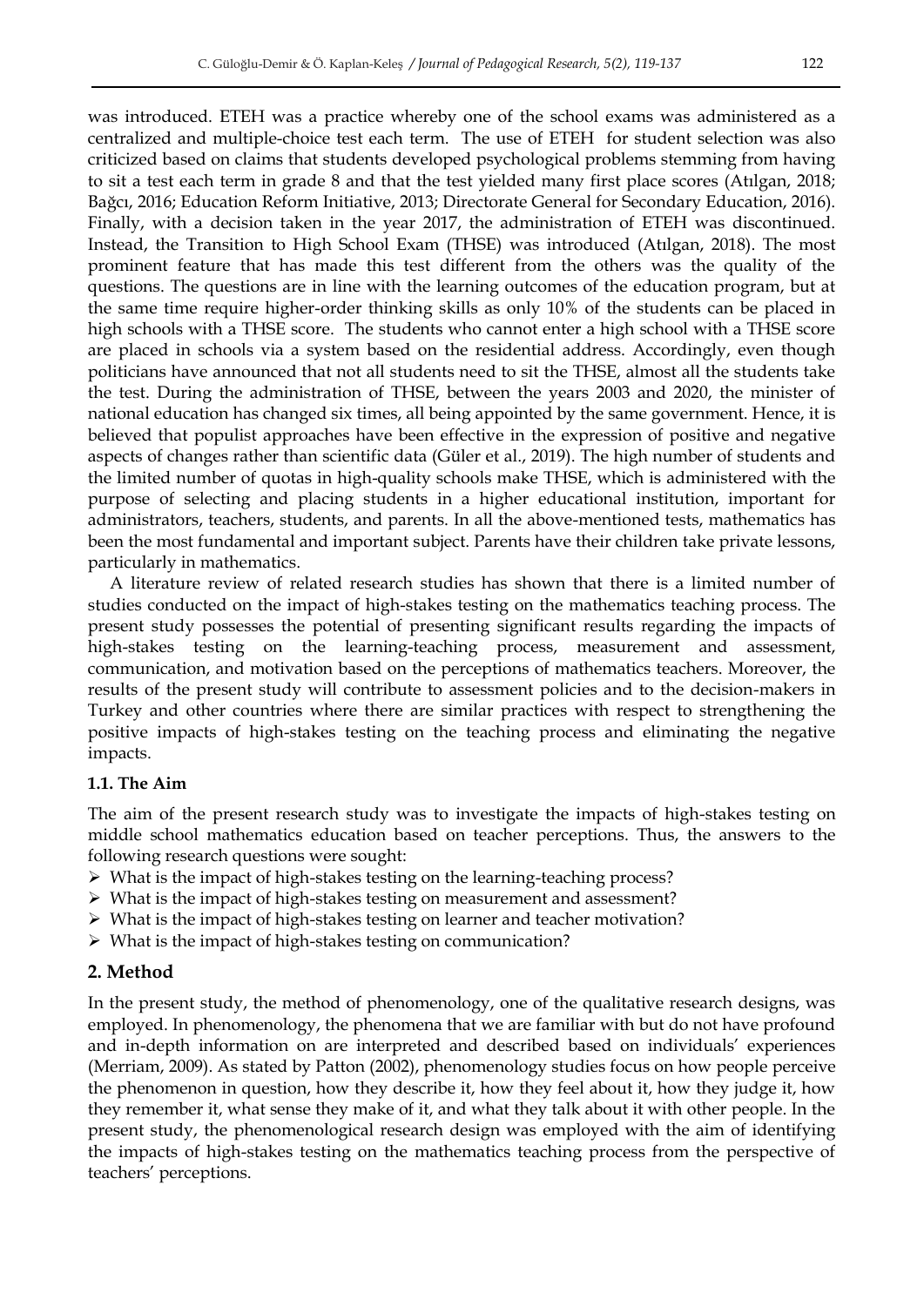was introduced. ETEH was a practice whereby one of the school exams was administered as a centralized and multiple-choice test each term. The use of ETEH for student selection was also criticized based on claims that students developed psychological problems stemming from having to sit a test each term in grade 8 and that the test yielded many first place scores (Atılgan, 2018; Bağcı, 2016; Education Reform Initiative, 2013; Directorate General for Secondary Education, 2016). Finally, with a decision taken in the year 2017, the administration of ETEH was discontinued. Instead, the Transition to High School Exam (THSE) was introduced (Atılgan, 2018). The most prominent feature that has made this test different from the others was the quality of the questions. The questions are in line with the learning outcomes of the education program, but at the same time require higher-order thinking skills as only 10% of the students can be placed in high schools with a THSE score. The students who cannot enter a high school with a THSE score are placed in schools via a system based on the residential address. Accordingly, even though politicians have announced that not all students need to sit the THSE, almost all the students take the test. During the administration of THSE, between the years 2003 and 2020, the minister of national education has changed six times, all being appointed by the same government. Hence, it is believed that populist approaches have been effective in the expression of positive and negative aspects of changes rather than scientific data (Güler et al., 2019). The high number of students and the limited number of quotas in high-quality schools make THSE, which is administered with the purpose of selecting and placing students in a higher educational institution, important for administrators, teachers, students, and parents. In all the above-mentioned tests, mathematics has been the most fundamental and important subject. Parents have their children take private lessons, particularly in mathematics.

A literature review of related research studies has shown that there is a limited number of studies conducted on the impact of high-stakes testing on the mathematics teaching process. The present study possesses the potential of presenting significant results regarding the impacts of high-stakes testing on the learning-teaching process, measurement and assessment, communication, and motivation based on the perceptions of mathematics teachers. Moreover, the results of the present study will contribute to assessment policies and to the decision-makers in Turkey and other countries where there are similar practices with respect to strengthening the positive impacts of high-stakes testing on the teaching process and eliminating the negative impacts.

### 1.1. The Aim

The aim of the present research study was to investigate the impacts of high-stakes testing on middle school mathematics education based on teacher perceptions. Thus, the answers to the following research questions were sought:

- What is the impact of high-stakes testing on the learning-teaching process?
- What is the impact of high-stakes testing on measurement and assessment?
- What is the impact of high-stakes testing on learner and teacher motivation?
- What is the impact of high-stakes testing on communication?

## 2. Method

In the present study, the method of phenomenology, one of the qualitative research designs, was employed. In phenomenology, the phenomena that we are familiar with but do not have profound and in-depth information on are interpreted and described based on individuals' experiences (Merriam, 2009). As stated by Patton (2002), phenomenology studies focus on how people perceive the phenomenon in question, how they describe it, how they feel about it, how they judge it, how they remember it, what sense they make of it, and what they talk about it with other people. In the present study, the phenomenological research design was employed with the aim of identifying the impacts of high-stakes testing on the mathematics teaching process from the perspective of teachers' perceptions.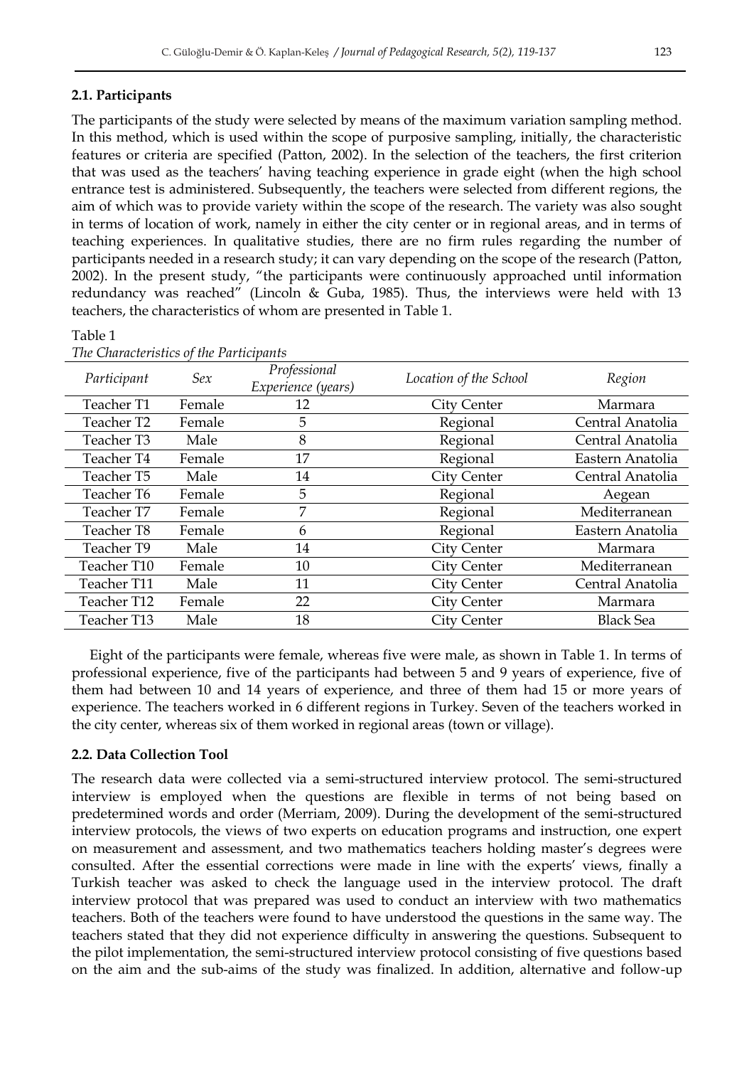### 2.1. Participants

The participants of the study were selected by means of the maximum variation sampling method. In this method, which is used within the scope of purposive sampling, initially, the characteristic features or criteria are specified (Patton, 2002). In the selection of the teachers, the first criterion that was used as the teachers' having teaching experience in grade eight (when the high school entrance test is administered. Subsequently, the teachers were selected from different regions, the aim of which was to provide variety within the scope of the research. The variety was also sought in terms of location of work, namely in either the city center or in regional areas, and in terms of teaching experiences. In qualitative studies, there are no firm rules regarding the number of participants needed in a research study; it can vary depending on the scope of the research (Patton, 2002). In the present study, "the participants were continuously approached until information redundancy was reached" (Lincoln & Guba, 1985). Thus, the interviews were held with 13 teachers, the characteristics of whom are presented in Table 1.

Table 1
*The Characteristics of the Participants*

| *Participant* | *Sex* | *Professional Experience (years)* | *Location of the School* | *Region* |
|---|---|---|---|---|
| Teacher T1 | Female | 12 | City Center | Marmara |
| Teacher T2 | Female | 5 | Regional | Central Anatolia |
| Teacher T3 | Male | 8 | Regional | Central Anatolia |
| Teacher T4 | Female | 17 | Regional | Eastern Anatolia |
| Teacher T5 | Male | 14 | City Center | Central Anatolia |
| Teacher T6 | Female | 5 | Regional | Aegean |
| Teacher T7 | Female | 7 | Regional | Mediterranean |
| Teacher T8 | Female | 6 | Regional | Eastern Anatolia |
| Teacher T9 | Male | 14 | City Center | Marmara |
| Teacher T10 | Female | 10 | City Center | Mediterranean |
| Teacher T11 | Male | 11 | City Center | Central Anatolia |
| Teacher T12 | Female | 22 | City Center | Marmara |
| Teacher T13 | Male | 18 | City Center | Black Sea |

Eight of the participants were female, whereas five were male, as shown in Table 1. In terms of professional experience, five of the participants had between 5 and 9 years of experience, five of them had between 10 and 14 years of experience, and three of them had 15 or more years of experience. The teachers worked in 6 different regions in Turkey. Seven of the teachers worked in the city center, whereas six of them worked in regional areas (town or village).

### 2.2. Data Collection Tool

The research data were collected via a semi-structured interview protocol. The semi-structured interview is employed when the questions are flexible in terms of not being based on predetermined words and order (Merriam, 2009). During the development of the semi-structured interview protocols, the views of two experts on education programs and instruction, one expert on measurement and assessment, and two mathematics teachers holding master's degrees were consulted. After the essential corrections were made in line with the experts' views, finally a Turkish teacher was asked to check the language used in the interview protocol. The draft interview protocol that was prepared was used to conduct an interview with two mathematics teachers. Both of the teachers were found to have understood the questions in the same way. The teachers stated that they did not experience difficulty in answering the questions. Subsequent to the pilot implementation, the semi-structured interview protocol consisting of five questions based on the aim and the sub-aims of the study was finalized. In addition, alternative and follow-up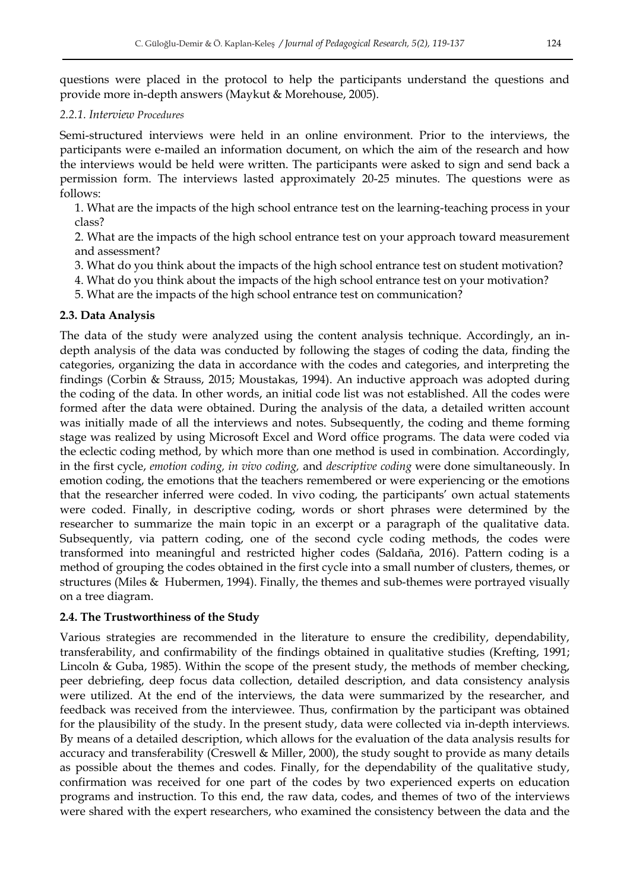questions were placed in the protocol to help the participants understand the questions and provide more in-depth answers (Maykut & Morehouse, 2005).

#### *2.2.1. Interview Procedures*

Semi-structured interviews were held in an online environment. Prior to the interviews, the participants were e-mailed an information document, on which the aim of the research and how the interviews would be held were written. The participants were asked to sign and send back a permission form. The interviews lasted approximately 20-25 minutes. The questions were as follows:

1. What are the impacts of the high school entrance test on the learning-teaching process in your class?
2. What are the impacts of the high school entrance test on your approach toward measurement and assessment?
3. What do you think about the impacts of the high school entrance test on student motivation?
4. What do you think about the impacts of the high school entrance test on your motivation?
5. What are the impacts of the high school entrance test on communication?

### 2.3. Data Analysis

The data of the study were analyzed using the content analysis technique. Accordingly, an in-depth analysis of the data was conducted by following the stages of coding the data, finding the categories, organizing the data in accordance with the codes and categories, and interpreting the findings (Corbin & Strauss, 2015; Moustakas, 1994). An inductive approach was adopted during the coding of the data. In other words, an initial code list was not established. All the codes were formed after the data were obtained. During the analysis of the data, a detailed written account was initially made of all the interviews and notes. Subsequently, the coding and theme forming stage was realized by using Microsoft Excel and Word office programs. The data were coded via the eclectic coding method, by which more than one method is used in combination. Accordingly, in the first cycle, *emotion coding, in vivo coding,* and *descriptive coding* were done simultaneously. In emotion coding, the emotions that the teachers remembered or were experiencing or the emotions that the researcher inferred were coded. In vivo coding, the participants' own actual statements were coded. Finally, in descriptive coding, words or short phrases were determined by the researcher to summarize the main topic in an excerpt or a paragraph of the qualitative data. Subsequently, via pattern coding, one of the second cycle coding methods, the codes were transformed into meaningful and restricted higher codes (Saldaña, 2016). Pattern coding is a method of grouping the codes obtained in the first cycle into a small number of clusters, themes, or structures (Miles & Hubermen, 1994). Finally, the themes and sub-themes were portrayed visually on a tree diagram.

### 2.4. The Trustworthiness of the Study

Various strategies are recommended in the literature to ensure the credibility, dependability, transferability, and confirmability of the findings obtained in qualitative studies (Krefting, 1991; Lincoln & Guba, 1985). Within the scope of the present study, the methods of member checking, peer debriefing, deep focus data collection, detailed description, and data consistency analysis were utilized. At the end of the interviews, the data were summarized by the researcher, and feedback was received from the interviewee. Thus, confirmation by the participant was obtained for the plausibility of the study. In the present study, data were collected via in-depth interviews. By means of a detailed description, which allows for the evaluation of the data analysis results for accuracy and transferability (Creswell & Miller, 2000), the study sought to provide as many details as possible about the themes and codes. Finally, for the dependability of the qualitative study, confirmation was received for one part of the codes by two experienced experts on education programs and instruction. To this end, the raw data, codes, and themes of two of the interviews were shared with the expert researchers, who examined the consistency between the data and the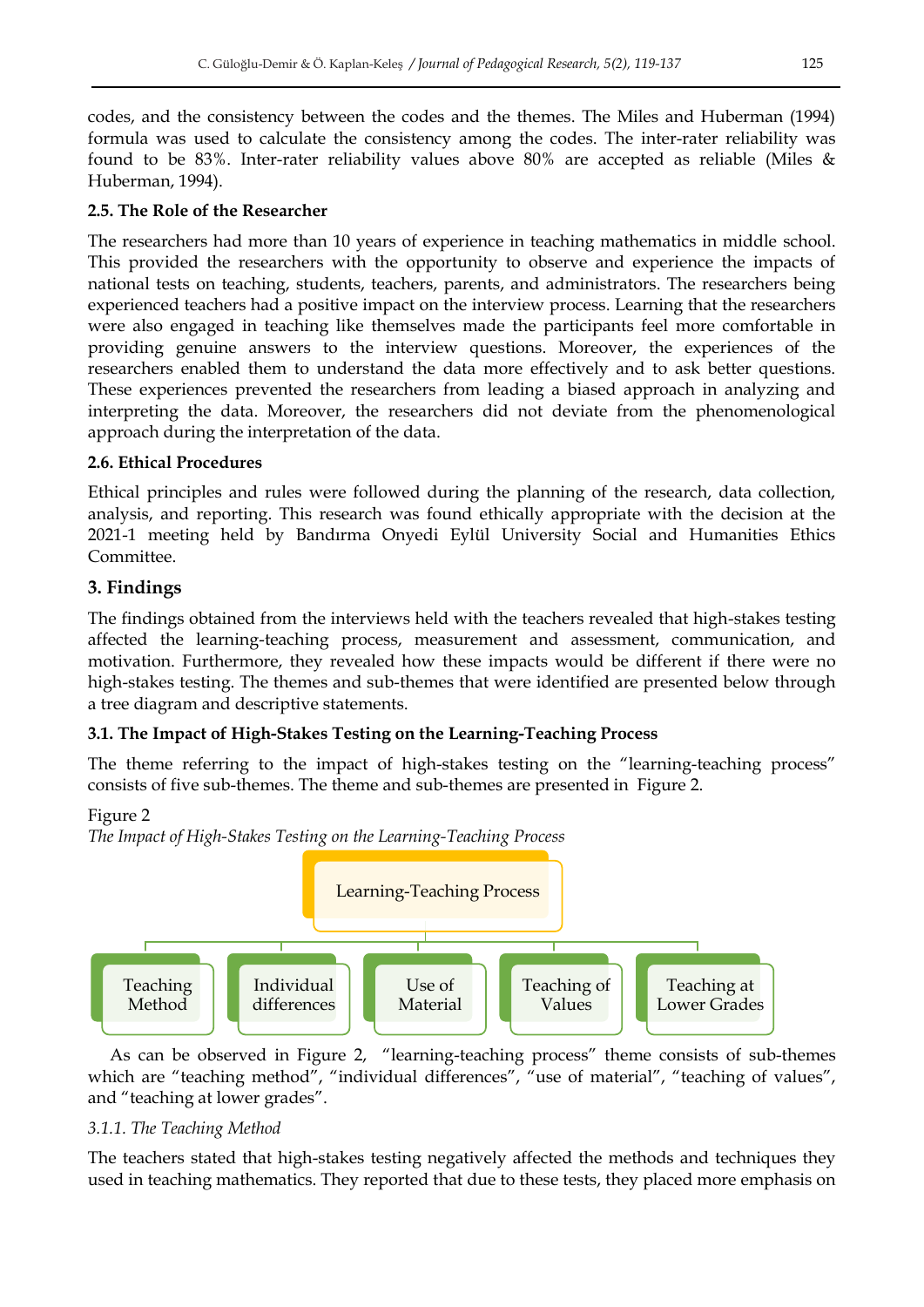codes, and the consistency between the codes and the themes. The Miles and Huberman (1994) formula was used to calculate the consistency among the codes. The inter-rater reliability was found to be 83%. Inter-rater reliability values above 80% are accepted as reliable (Miles & Huberman, 1994).

### 2.5. The Role of the Researcher

The researchers had more than 10 years of experience in teaching mathematics in middle school. This provided the researchers with the opportunity to observe and experience the impacts of national tests on teaching, students, teachers, parents, and administrators. The researchers being experienced teachers had a positive impact on the interview process. Learning that the researchers were also engaged in teaching like themselves made the participants feel more comfortable in providing genuine answers to the interview questions. Moreover, the experiences of the researchers enabled them to understand the data more effectively and to ask better questions. These experiences prevented the researchers from leading a biased approach in analyzing and interpreting the data. Moreover, the researchers did not deviate from the phenomenological approach during the interpretation of the data.

### 2.6. Ethical Procedures

Ethical principles and rules were followed during the planning of the research, data collection, analysis, and reporting. This research was found ethically appropriate with the decision at the 2021-1 meeting held by Bandırma Onyedi Eylül University Social and Humanities Ethics Committee.

## 3. Findings

The findings obtained from the interviews held with the teachers revealed that high-stakes testing affected the learning-teaching process, measurement and assessment, communication, and motivation. Furthermore, they revealed how these impacts would be different if there were no high-stakes testing. The themes and sub-themes that were identified are presented below through a tree diagram and descriptive statements.

### 3.1. The Impact of High-Stakes Testing on the Learning-Teaching Process

The theme referring to the impact of high-stakes testing on the "learning-teaching process" consists of five sub-themes. The theme and sub-themes are presented in Figure 2.

Figure 2
*The Impact of High-Stakes Testing on the Learning-Teaching Process*

- Learning-Teaching Process
  - Teaching Method
  - Individual differences
  - Use of Material
  - Teaching of Values
  - Teaching at Lower Grades

As can be observed in Figure 2, "learning-teaching process" theme consists of sub-themes which are "teaching method", "individual differences", "use of material", "teaching of values", and "teaching at lower grades".

*3.1.1. The Teaching Method*

The teachers stated that high-stakes testing negatively affected the methods and techniques they used in teaching mathematics. They reported that due to these tests, they placed more emphasis on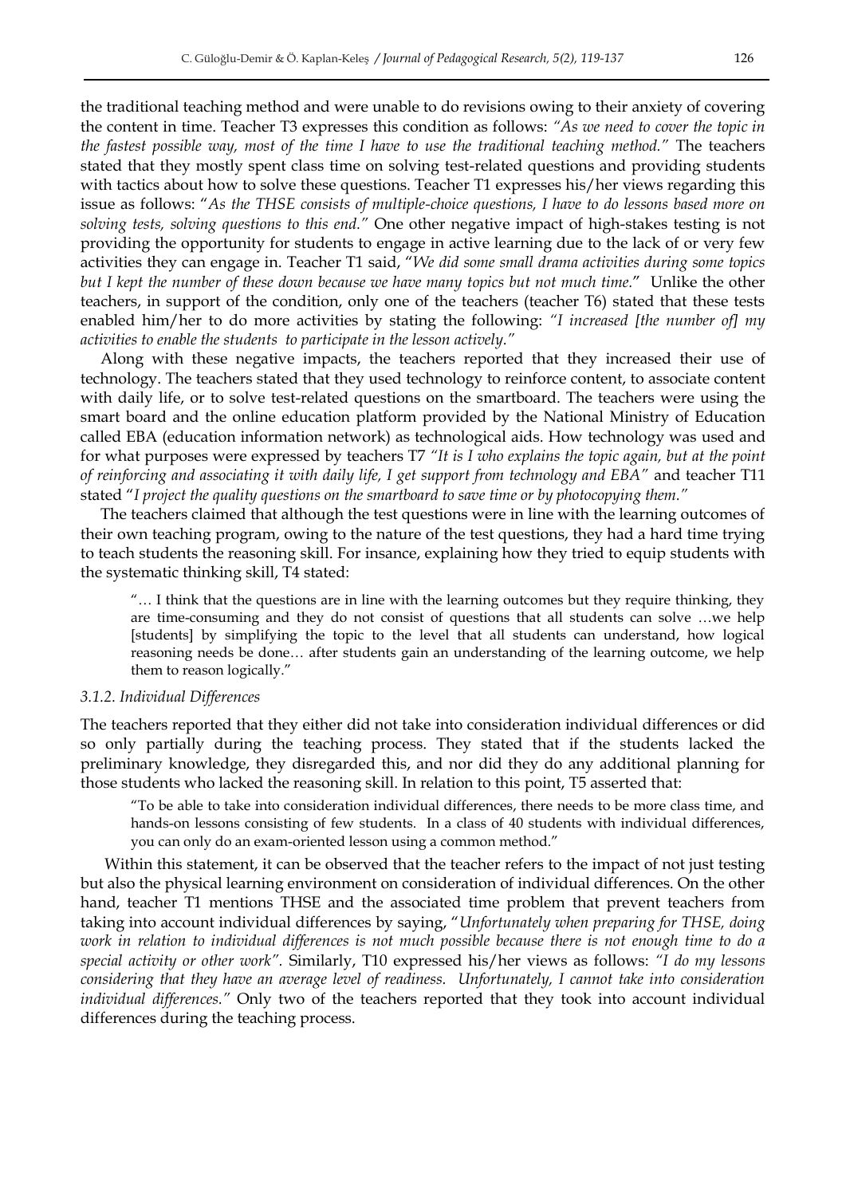the traditional teaching method and were unable to do revisions owing to their anxiety of covering the content in time. Teacher T3 expresses this condition as follows: *"As we need to cover the topic in the fastest possible way, most of the time I have to use the traditional teaching method."* The teachers stated that they mostly spent class time on solving test-related questions and providing students with tactics about how to solve these questions. Teacher T1 expresses his/her views regarding this issue as follows: "*As the THSE consists of multiple-choice questions, I have to do lessons based more on solving tests, solving questions to this end.*" One other negative impact of high-stakes testing is not providing the opportunity for students to engage in active learning due to the lack of or very few activities they can engage in. Teacher T1 said, "*We did some small drama activities during some topics but I kept the number of these down because we have many topics but not much time.*" Unlike the other teachers, in support of the condition, only one of the teachers (teacher T6) stated that these tests enabled him/her to do more activities by stating the following: *"I increased [the number of] my activities to enable the students to participate in the lesson actively."*

Along with these negative impacts, the teachers reported that they increased their use of technology. The teachers stated that they used technology to reinforce content, to associate content with daily life, or to solve test-related questions on the smartboard. The teachers were using the smart board and the online education platform provided by the National Ministry of Education called EBA (education information network) as technological aids. How technology was used and for what purposes were expressed by teachers T7 *"It is I who explains the topic again, but at the point of reinforcing and associating it with daily life, I get support from technology and EBA"* and teacher T11 stated "*I project the quality questions on the smartboard to save time or by photocopying them.*"

The teachers claimed that although the test questions were in line with the learning outcomes of their own teaching program, owing to the nature of the test questions, they had a hard time trying to teach students the reasoning skill. For insance, explaining how they tried to equip students with the systematic thinking skill, T4 stated:

> "… I think that the questions are in line with the learning outcomes but they require thinking, they are time-consuming and they do not consist of questions that all students can solve …we help [students] by simplifying the topic to the level that all students can understand, how logical reasoning needs be done… after students gain an understanding of the learning outcome, we help them to reason logically."

#### *3.1.2. Individual Differences*

The teachers reported that they either did not take into consideration individual differences or did so only partially during the teaching process. They stated that if the students lacked the preliminary knowledge, they disregarded this, and nor did they do any additional planning for those students who lacked the reasoning skill. In relation to this point, T5 asserted that:

> "To be able to take into consideration individual differences, there needs to be more class time, and hands-on lessons consisting of few students. In a class of 40 students with individual differences, you can only do an exam-oriented lesson using a common method."

Within this statement, it can be observed that the teacher refers to the impact of not just testing but also the physical learning environment on consideration of individual differences. On the other hand, teacher T1 mentions THSE and the associated time problem that prevent teachers from taking into account individual differences by saying, "*Unfortunately when preparing for THSE, doing work in relation to individual differences is not much possible because there is not enough time to do a special activity or other work*". Similarly, T10 expressed his/her views as follows: *"I do my lessons considering that they have an average level of readiness. Unfortunately, I cannot take into consideration individual differences."* Only two of the teachers reported that they took into account individual differences during the teaching process.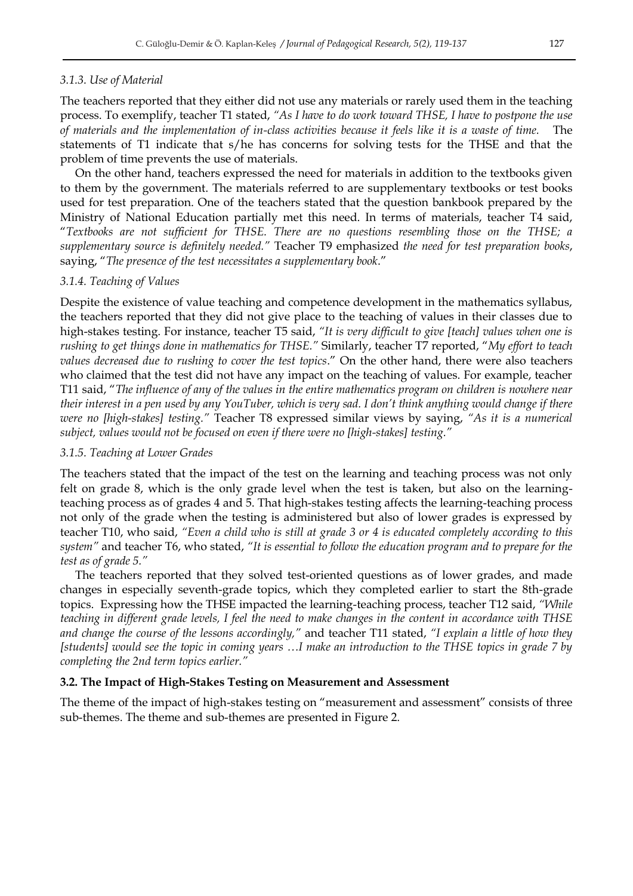### 3.1.3. Use of Material

The teachers reported that they either did not use any materials or rarely used them in the teaching process. To exemplify, teacher T1 stated, *"As I have to do work toward THSE, I have to postpone the use of materials and the implementation of in-class activities because it feels like it is a waste of time.* The statements of T1 indicate that s/he has concerns for solving tests for the THSE and that the problem of time prevents the use of materials.

On the other hand, teachers expressed the need for materials in addition to the textbooks given to them by the government. The materials referred to are supplementary textbooks or test books used for test preparation. One of the teachers stated that the question bankbook prepared by the Ministry of National Education partially met this need. In terms of materials, teacher T4 said, "*Textbooks are not sufficient for THSE. There are no questions resembling those on the THSE; a supplementary source is definitely needed."* Teacher T9 emphasized *the need for test preparation books*, saying, "*The presence of the test necessitates a supplementary book*."

### 3.1.4. Teaching of Values

Despite the existence of value teaching and competence development in the mathematics syllabus, the teachers reported that they did not give place to the teaching of values in their classes due to high-stakes testing. For instance, teacher T5 said, *"It is very difficult to give [teach] values when one is rushing to get things done in mathematics for THSE."* Similarly, teacher T7 reported, "*My effort to teach values decreased due to rushing to cover the test topics*." On the other hand, there were also teachers who claimed that the test did not have any impact on the teaching of values. For example, teacher T11 said, "*The influence of any of the values in the entire mathematics program on children is nowhere near their interest in a pen used by any YouTuber, which is very sad. I don't think anything would change if there were no [high-stakes] testing."* Teacher T8 expressed similar views by saying, *"As it is a numerical subject, values would not be focused on even if there were no [high-stakes] testing."*

### 3.1.5. Teaching at Lower Grades

The teachers stated that the impact of the test on the learning and teaching process was not only felt on grade 8, which is the only grade level when the test is taken, but also on the learning-teaching process as of grades 4 and 5. That high-stakes testing affects the learning-teaching process not only of the grade when the testing is administered but also of lower grades is expressed by teacher T10, who said, *"Even a child who is still at grade 3 or 4 is educated completely according to this system"* and teacher T6, who stated, *"It is essential to follow the education program and to prepare for the test as of grade 5."*

The teachers reported that they solved test-oriented questions as of lower grades, and made changes in especially seventh-grade topics, which they completed earlier to start the 8th-grade topics. Expressing how the THSE impacted the learning-teaching process, teacher T12 said, *"While teaching in different grade levels, I feel the need to make changes in the content in accordance with THSE and change the course of the lessons accordingly,"* and teacher T11 stated, *"I explain a little of how they [students] would see the topic in coming years …I make an introduction to the THSE topics in grade 7 by completing the 2nd term topics earlier."*

## 3.2. The Impact of High-Stakes Testing on Measurement and Assessment

The theme of the impact of high-stakes testing on "measurement and assessment" consists of three sub-themes. The theme and sub-themes are presented in Figure 2.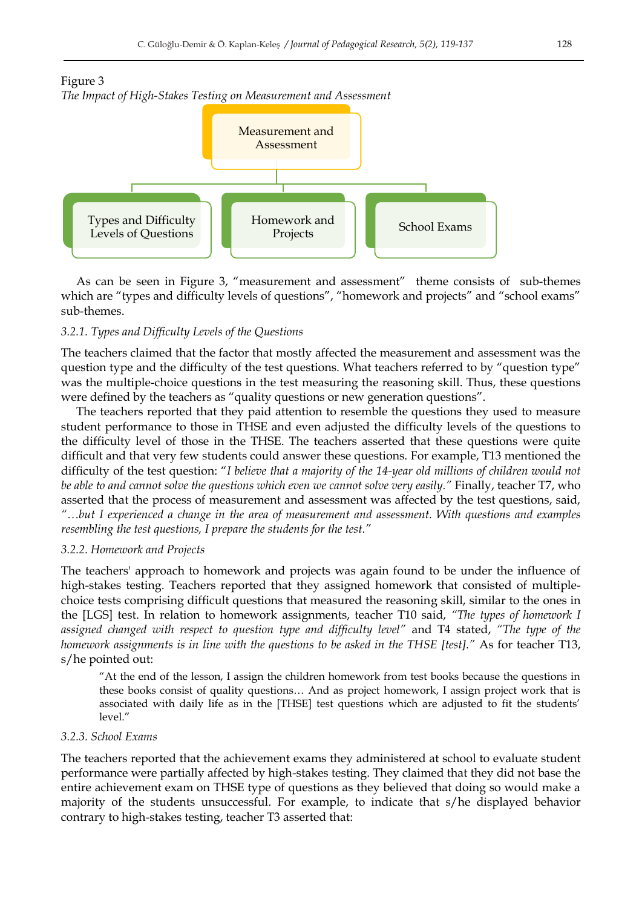Figure 3

*The Impact of High-Stakes Testing on Measurement and Assessment*

Measurement and Assessment

Types and Difficulty Levels of Questions | Homework and Projects | School Exams

As can be seen in Figure 3, "measurement and assessment" theme consists of sub-themes which are "types and difficulty levels of questions", "homework and projects" and "school exams" sub-themes.

### 3.2.1. Types and Difficulty Levels of the Questions

The teachers claimed that the factor that mostly affected the measurement and assessment was the question type and the difficulty of the test questions. What teachers referred to by "question type" was the multiple-choice questions in the test measuring the reasoning skill. Thus, these questions were defined by the teachers as "quality questions or new generation questions".

The teachers reported that they paid attention to resemble the questions they used to measure student performance to those in THSE and even adjusted the difficulty levels of the questions to the difficulty level of those in the THSE. The teachers asserted that these questions were quite difficult and that very few students could answer these questions. For example, T13 mentioned the difficulty of the test question: "*I believe that a majority of the 14-year old millions of children would not be able to and cannot solve the questions which even we cannot solve very easily.*" Finally, teacher T7, who asserted that the process of measurement and assessment was affected by the test questions, said, *"…but I experienced a change in the area of measurement and assessment. With questions and examples resembling the test questions, I prepare the students for the test."*

### 3.2.2. Homework and Projects

The teachers' approach to homework and projects was again found to be under the influence of high-stakes testing. Teachers reported that they assigned homework that consisted of multiple-choice tests comprising difficult questions that measured the reasoning skill, similar to the ones in the [LGS] test. In relation to homework assignments, teacher T10 said, *"The types of homework I assigned changed with respect to question type and difficulty level"* and T4 stated, *"The type of the homework assignments is in line with the questions to be asked in the THSE [test]."* As for teacher T13, s/he pointed out:

> "At the end of the lesson, I assign the children homework from test books because the questions in these books consist of quality questions… And as project homework, I assign project work that is associated with daily life as in the [THSE] test questions which are adjusted to fit the students' level."

### 3.2.3. School Exams

The teachers reported that the achievement exams they administered at school to evaluate student performance were partially affected by high-stakes testing. They claimed that they did not base the entire achievement exam on THSE type of questions as they believed that doing so would make a majority of the students unsuccessful. For example, to indicate that s/he displayed behavior contrary to high-stakes testing, teacher T3 asserted that: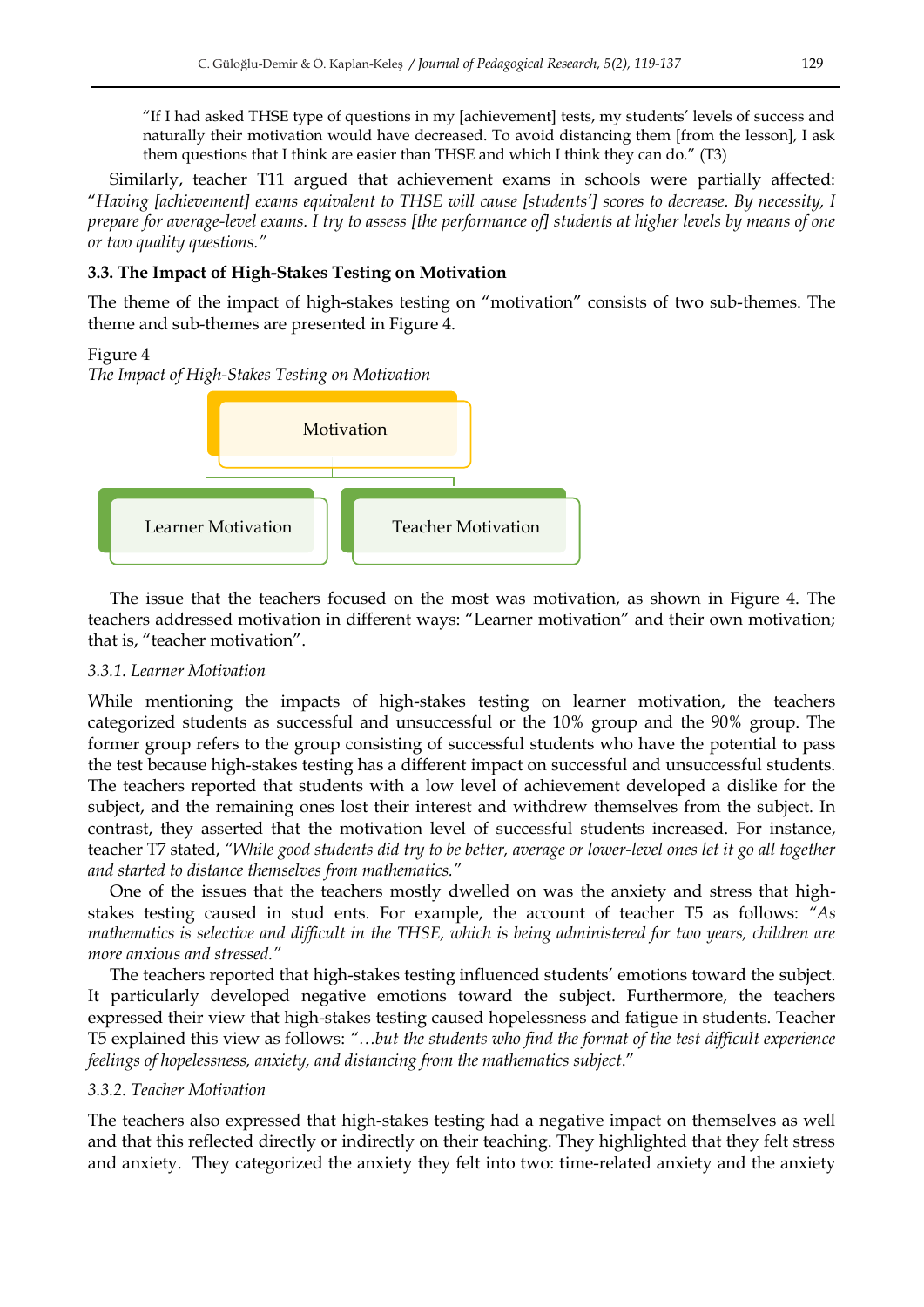"If I had asked THSE type of questions in my [achievement] tests, my students' levels of success and naturally their motivation would have decreased. To avoid distancing them [from the lesson], I ask them questions that I think are easier than THSE and which I think they can do." (T3)

Similarly, teacher T11 argued that achievement exams in schools were partially affected: "*Having [achievement] exams equivalent to THSE will cause [students'] scores to decrease. By necessity, I prepare for average-level exams. I try to assess [the performance of] students at higher levels by means of one or two quality questions.*"

### 3.3. The Impact of High-Stakes Testing on Motivation

The theme of the impact of high-stakes testing on "motivation" consists of two sub-themes. The theme and sub-themes are presented in Figure 4.

Figure 4
*The Impact of High-Stakes Testing on Motivation*

Motivation
- Learner Motivation
- Teacher Motivation

The issue that the teachers focused on the most was motivation, as shown in Figure 4. The teachers addressed motivation in different ways: "Learner motivation" and their own motivation; that is, "teacher motivation".

#### *3.3.1. Learner Motivation*

While mentioning the impacts of high-stakes testing on learner motivation, the teachers categorized students as successful and unsuccessful or the 10% group and the 90% group. The former group refers to the group consisting of successful students who have the potential to pass the test because high-stakes testing has a different impact on successful and unsuccessful students. The teachers reported that students with a low level of achievement developed a dislike for the subject, and the remaining ones lost their interest and withdrew themselves from the subject. In contrast, they asserted that the motivation level of successful students increased. For instance, teacher T7 stated, *"While good students did try to be better, average or lower-level ones let it go all together and started to distance themselves from mathematics."*

One of the issues that the teachers mostly dwelled on was the anxiety and stress that high-stakes testing caused in stud ents. For example, the account of teacher T5 as follows: *"As mathematics is selective and difficult in the THSE, which is being administered for two years, children are more anxious and stressed."*

The teachers reported that high-stakes testing influenced students' emotions toward the subject. It particularly developed negative emotions toward the subject. Furthermore, the teachers expressed their view that high-stakes testing caused hopelessness and fatigue in students. Teacher T5 explained this view as follows: *"…but the students who find the format of the test difficult experience feelings of hopelessness, anxiety, and distancing from the mathematics subject*."

#### *3.3.2. Teacher Motivation*

The teachers also expressed that high-stakes testing had a negative impact on themselves as well and that this reflected directly or indirectly on their teaching. They highlighted that they felt stress and anxiety. They categorized the anxiety they felt into two: time-related anxiety and the anxiety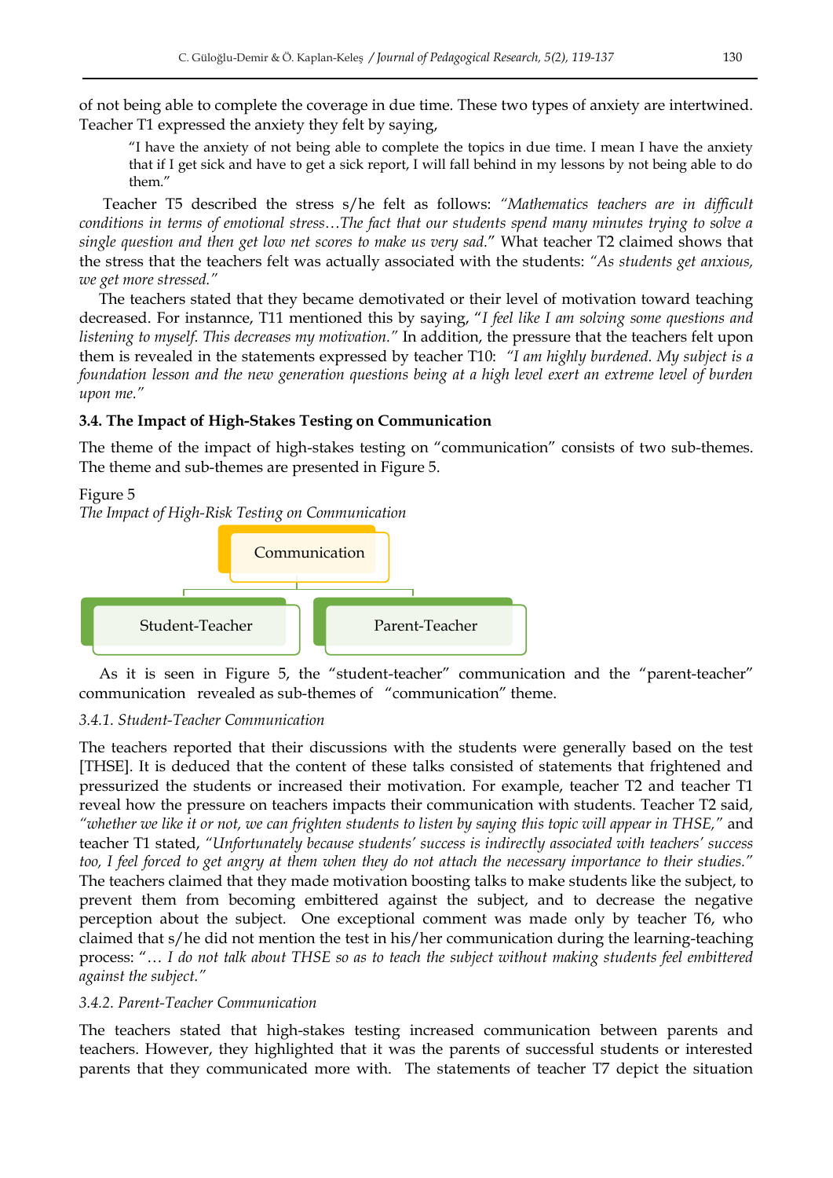of not being able to complete the coverage in due time. These two types of anxiety are intertwined. Teacher T1 expressed the anxiety they felt by saying,

> "I have the anxiety of not being able to complete the topics in due time. I mean I have the anxiety that if I get sick and have to get a sick report, I will fall behind in my lessons by not being able to do them."

Teacher T5 described the stress s/he felt as follows: *"Mathematics teachers are in difficult conditions in terms of emotional stress…The fact that our students spend many minutes trying to solve a single question and then get low net scores to make us very sad.*" What teacher T2 claimed shows that the stress that the teachers felt was actually associated with the students: *"As students get anxious, we get more stressed."*

The teachers stated that they became demotivated or their level of motivation toward teaching decreased. For instannce, T11 mentioned this by saying, "*I feel like I am solving some questions and listening to myself. This decreases my motivation."* In addition, the pressure that the teachers felt upon them is revealed in the statements expressed by teacher T10: *"I am highly burdened. My subject is a foundation lesson and the new generation questions being at a high level exert an extreme level of burden upon me."*

### 3.4. The Impact of High-Stakes Testing on Communication

The theme of the impact of high-stakes testing on "communication" consists of two sub-themes. The theme and sub-themes are presented in Figure 5.

Figure 5
*The Impact of High-Risk Testing on Communication*

Communication
- Student-Teacher
- Parent-Teacher

As it is seen in Figure 5, the "student-teacher" communication and the "parent-teacher" communication revealed as sub-themes of "communication" theme.

#### *3.4.1. Student-Teacher Communication*

The teachers reported that their discussions with the students were generally based on the test [THSE]. It is deduced that the content of these talks consisted of statements that frightened and pressurized the students or increased their motivation. For example, teacher T2 and teacher T1 reveal how the pressure on teachers impacts their communication with students. Teacher T2 said, *"whether we like it or not, we can frighten students to listen by saying this topic will appear in THSE,"* and teacher T1 stated, *"Unfortunately because students' success is indirectly associated with teachers' success too, I feel forced to get angry at them when they do not attach the necessary importance to their studies."* The teachers claimed that they made motivation boosting talks to make students like the subject, to prevent them from becoming embittered against the subject, and to decrease the negative perception about the subject. One exceptional comment was made only by teacher T6, who claimed that s/he did not mention the test in his/her communication during the learning-teaching process: "*… I do not talk about THSE so as to teach the subject without making students feel embittered against the subject."*

#### *3.4.2. Parent-Teacher Communication*

The teachers stated that high-stakes testing increased communication between parents and teachers. However, they highlighted that it was the parents of successful students or interested parents that they communicated more with. The statements of teacher T7 depict the situation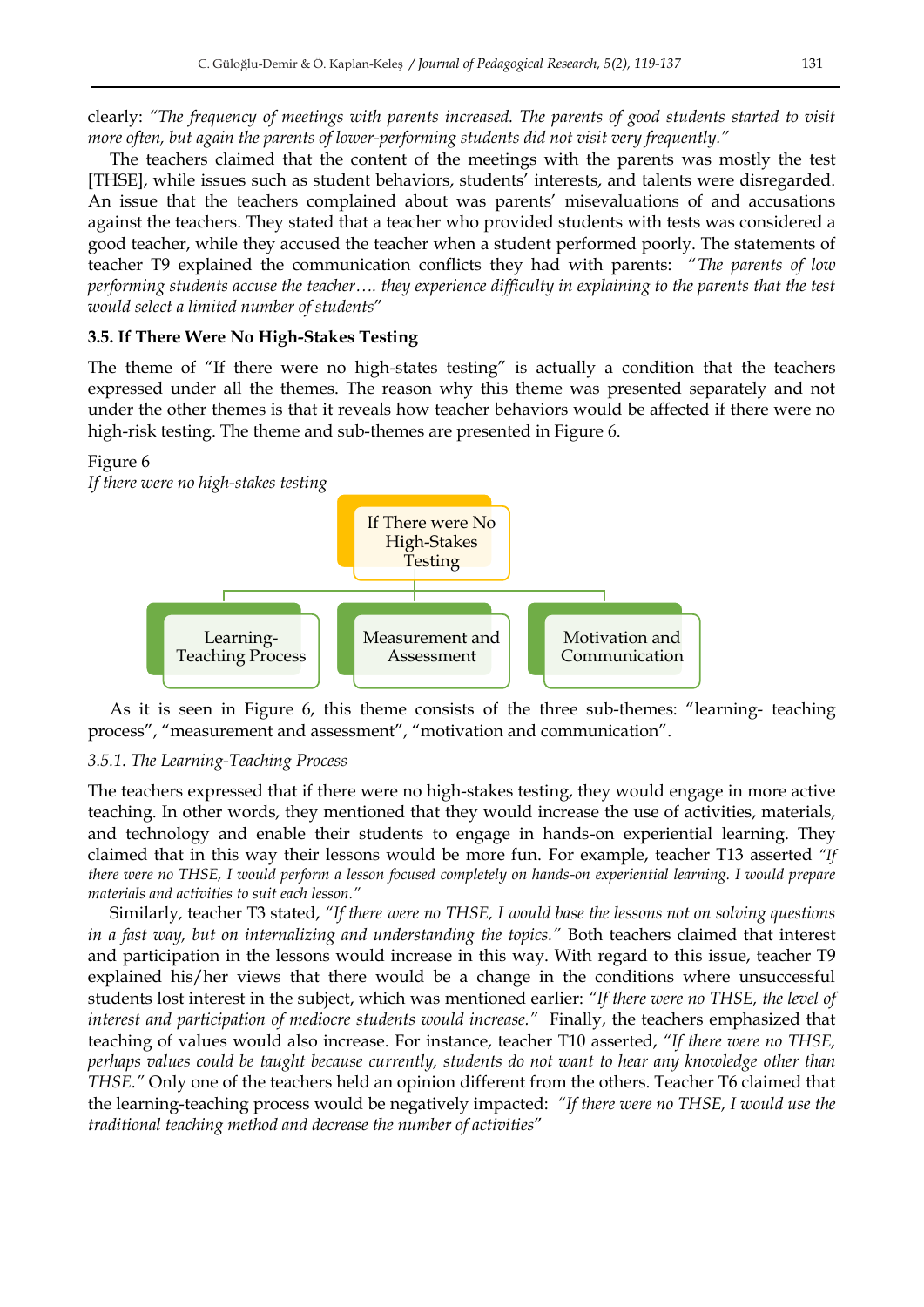clearly: *"The frequency of meetings with parents increased. The parents of good students started to visit more often, but again the parents of lower-performing students did not visit very frequently."*

The teachers claimed that the content of the meetings with the parents was mostly the test [THSE], while issues such as student behaviors, students' interests, and talents were disregarded. An issue that the teachers complained about was parents' misevaluations of and accusations against the teachers. They stated that a teacher who provided students with tests was considered a good teacher, while they accused the teacher when a student performed poorly. The statements of teacher T9 explained the communication conflicts they had with parents: *"The parents of low performing students accuse the teacher…. they experience difficulty in explaining to the parents that the test would select a limited number of students"*

### 3.5. If There Were No High-Stakes Testing

The theme of "If there were no high-states testing" is actually a condition that the teachers expressed under all the themes. The reason why this theme was presented separately and not under the other themes is that it reveals how teacher behaviors would be affected if there were no high-risk testing. The theme and sub-themes are presented in Figure 6.

Figure 6
*If there were no high-stakes testing*

If There were No High-Stakes Testing
- Learning-Teaching Process
- Measurement and Assessment
- Motivation and Communication

As it is seen in Figure 6, this theme consists of the three sub-themes: "learning- teaching process", "measurement and assessment", "motivation and communication".

#### *3.5.1. The Learning-Teaching Process*

The teachers expressed that if there were no high-stakes testing, they would engage in more active teaching. In other words, they mentioned that they would increase the use of activities, materials, and technology and enable their students to engage in hands-on experiential learning. They claimed that in this way their lessons would be more fun. For example, teacher T13 asserted *"If there were no THSE, I would perform a lesson focused completely on hands-on experiential learning. I would prepare materials and activities to suit each lesson."*

Similarly, teacher T3 stated, *"If there were no THSE, I would base the lessons not on solving questions in a fast way, but on internalizing and understanding the topics."* Both teachers claimed that interest and participation in the lessons would increase in this way. With regard to this issue, teacher T9 explained his/her views that there would be a change in the conditions where unsuccessful students lost interest in the subject, which was mentioned earlier: *"If there were no THSE, the level of interest and participation of mediocre students would increase."* Finally, the teachers emphasized that teaching of values would also increase. For instance, teacher T10 asserted, *"If there were no THSE, perhaps values could be taught because currently, students do not want to hear any knowledge other than THSE."* Only one of the teachers held an opinion different from the others. Teacher T6 claimed that the learning-teaching process would be negatively impacted: *"If there were no THSE, I would use the traditional teaching method and decrease the number of activities"*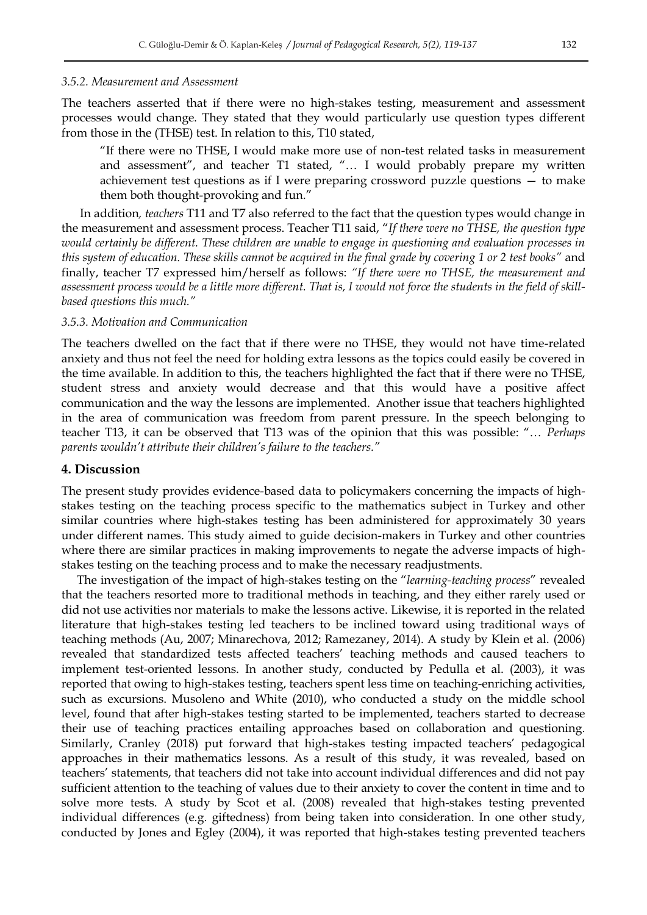#### 3.5.2. Measurement and Assessment

The teachers asserted that if there were no high-stakes testing, measurement and assessment processes would change. They stated that they would particularly use question types different from those in the (THSE) test. In relation to this, T10 stated,

> "If there were no THSE, I would make more use of non-test related tasks in measurement and assessment", and teacher T1 stated, "… I would probably prepare my written achievement test questions as if I were preparing crossword puzzle questions — to make them both thought-provoking and fun."

In addition, *teachers* T11 and T7 also referred to the fact that the question types would change in the measurement and assessment process. Teacher T11 said, "*If there were no THSE, the question type would certainly be different. These children are unable to engage in questioning and evaluation processes in this system of education. These skills cannot be acquired in the final grade by covering 1 or 2 test books"* and finally, teacher T7 expressed him/herself as follows: *"If there were no THSE, the measurement and assessment process would be a little more different. That is, I would not force the students in the field of skill-based questions this much."*

#### 3.5.3. Motivation and Communication

The teachers dwelled on the fact that if there were no THSE, they would not have time-related anxiety and thus not feel the need for holding extra lessons as the topics could easily be covered in the time available. In addition to this, the teachers highlighted the fact that if there were no THSE, student stress and anxiety would decrease and that this would have a positive affect communication and the way the lessons are implemented. Another issue that teachers highlighted in the area of communication was freedom from parent pressure. In the speech belonging to teacher T13, it can be observed that T13 was of the opinion that this was possible: "… *Perhaps parents wouldn't attribute their children's failure to the teachers."*

## 4. Discussion

The present study provides evidence-based data to policymakers concerning the impacts of high-stakes testing on the teaching process specific to the mathematics subject in Turkey and other similar countries where high-stakes testing has been administered for approximately 30 years under different names. This study aimed to guide decision-makers in Turkey and other countries where there are similar practices in making improvements to negate the adverse impacts of high-stakes testing on the teaching process and to make the necessary readjustments.

The investigation of the impact of high-stakes testing on the "*learning-teaching process*" revealed that the teachers resorted more to traditional methods in teaching, and they either rarely used or did not use activities nor materials to make the lessons active. Likewise, it is reported in the related literature that high-stakes testing led teachers to be inclined toward using traditional ways of teaching methods (Au, 2007; Minarechova, 2012; Ramezaney, 2014). A study by Klein et al. (2006) revealed that standardized tests affected teachers' teaching methods and caused teachers to implement test-oriented lessons. In another study, conducted by Pedulla et al. (2003), it was reported that owing to high-stakes testing, teachers spent less time on teaching-enriching activities, such as excursions. Musoleno and White (2010), who conducted a study on the middle school level, found that after high-stakes testing started to be implemented, teachers started to decrease their use of teaching practices entailing approaches based on collaboration and questioning. Similarly, Cranley (2018) put forward that high-stakes testing impacted teachers' pedagogical approaches in their mathematics lessons. As a result of this study, it was revealed, based on teachers' statements, that teachers did not take into account individual differences and did not pay sufficient attention to the teaching of values due to their anxiety to cover the content in time and to solve more tests. A study by Scot et al. (2008) revealed that high-stakes testing prevented individual differences (e.g. giftedness) from being taken into consideration. In one other study, conducted by Jones and Egley (2004), it was reported that high-stakes testing prevented teachers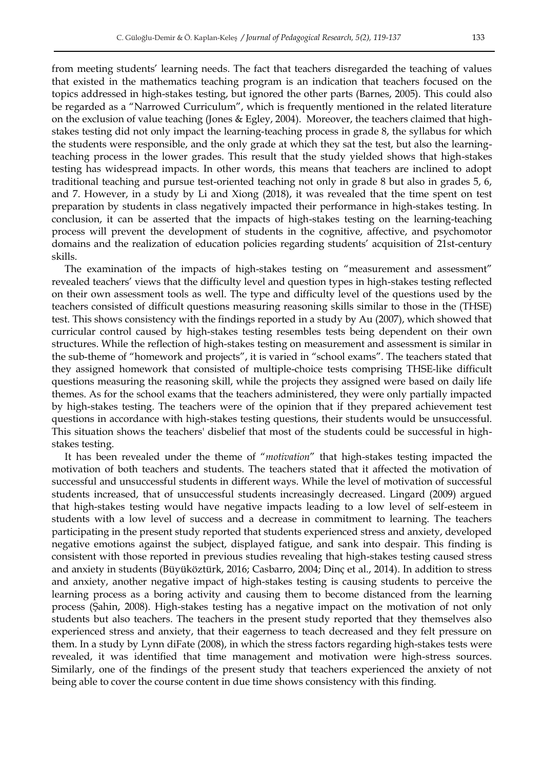from meeting students' learning needs. The fact that teachers disregarded the teaching of values that existed in the mathematics teaching program is an indication that teachers focused on the topics addressed in high-stakes testing, but ignored the other parts (Barnes, 2005). This could also be regarded as a "Narrowed Curriculum", which is frequently mentioned in the related literature on the exclusion of value teaching (Jones & Egley, 2004). Moreover, the teachers claimed that high-stakes testing did not only impact the learning-teaching process in grade 8, the syllabus for which the students were responsible, and the only grade at which they sat the test, but also the learning-teaching process in the lower grades. This result that the study yielded shows that high-stakes testing has widespread impacts. In other words, this means that teachers are inclined to adopt traditional teaching and pursue test-oriented teaching not only in grade 8 but also in grades 5, 6, and 7. However, in a study by Li and Xiong (2018), it was revealed that the time spent on test preparation by students in class negatively impacted their performance in high-stakes testing. In conclusion, it can be asserted that the impacts of high-stakes testing on the learning-teaching process will prevent the development of students in the cognitive, affective, and psychomotor domains and the realization of education policies regarding students' acquisition of 21st-century skills.

The examination of the impacts of high-stakes testing on "measurement and assessment" revealed teachers' views that the difficulty level and question types in high-stakes testing reflected on their own assessment tools as well. The type and difficulty level of the questions used by the teachers consisted of difficult questions measuring reasoning skills similar to those in the (THSE) test. This shows consistency with the findings reported in a study by Au (2007), which showed that curricular control caused by high-stakes testing resembles tests being dependent on their own structures. While the reflection of high-stakes testing on measurement and assessment is similar in the sub-theme of "homework and projects", it is varied in "school exams". The teachers stated that they assigned homework that consisted of multiple-choice tests comprising THSE-like difficult questions measuring the reasoning skill, while the projects they assigned were based on daily life themes. As for the school exams that the teachers administered, they were only partially impacted by high-stakes testing. The teachers were of the opinion that if they prepared achievement test questions in accordance with high-stakes testing questions, their students would be unsuccessful. This situation shows the teachers' disbelief that most of the students could be successful in high-stakes testing.

It has been revealed under the theme of "*motivation*" that high-stakes testing impacted the motivation of both teachers and students. The teachers stated that it affected the motivation of successful and unsuccessful students in different ways. While the level of motivation of successful students increased, that of unsuccessful students increasingly decreased. Lingard (2009) argued that high-stakes testing would have negative impacts leading to a low level of self-esteem in students with a low level of success and a decrease in commitment to learning. The teachers participating in the present study reported that students experienced stress and anxiety, developed negative emotions against the subject, displayed fatigue, and sank into despair. This finding is consistent with those reported in previous studies revealing that high-stakes testing caused stress and anxiety in students (Büyüköztürk, 2016; Casbarro, 2004; Dinç et al., 2014). In addition to stress and anxiety, another negative impact of high-stakes testing is causing students to perceive the learning process as a boring activity and causing them to become distanced from the learning process (Şahin, 2008). High-stakes testing has a negative impact on the motivation of not only students but also teachers. The teachers in the present study reported that they themselves also experienced stress and anxiety, that their eagerness to teach decreased and they felt pressure on them. In a study by Lynn diFate (2008), in which the stress factors regarding high-stakes tests were revealed, it was identified that time management and motivation were high-stress sources. Similarly, one of the findings of the present study that teachers experienced the anxiety of not being able to cover the course content in due time shows consistency with this finding.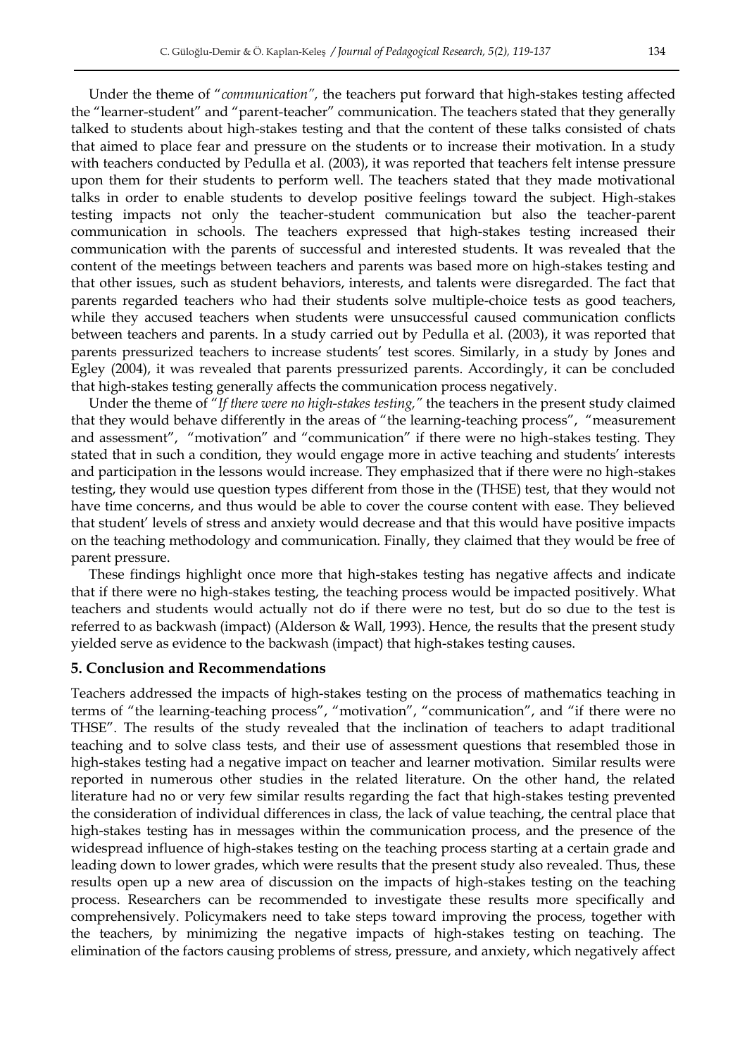Under the theme of "*communication",* the teachers put forward that high-stakes testing affected the "learner-student" and "parent-teacher" communication. The teachers stated that they generally talked to students about high-stakes testing and that the content of these talks consisted of chats that aimed to place fear and pressure on the students or to increase their motivation. In a study with teachers conducted by Pedulla et al. (2003), it was reported that teachers felt intense pressure upon them for their students to perform well. The teachers stated that they made motivational talks in order to enable students to develop positive feelings toward the subject. High-stakes testing impacts not only the teacher-student communication but also the teacher-parent communication in schools. The teachers expressed that high-stakes testing increased their communication with the parents of successful and interested students. It was revealed that the content of the meetings between teachers and parents was based more on high-stakes testing and that other issues, such as student behaviors, interests, and talents were disregarded. The fact that parents regarded teachers who had their students solve multiple-choice tests as good teachers, while they accused teachers when students were unsuccessful caused communication conflicts between teachers and parents. In a study carried out by Pedulla et al. (2003), it was reported that parents pressurized teachers to increase students' test scores. Similarly, in a study by Jones and Egley (2004), it was revealed that parents pressurized parents. Accordingly, it can be concluded that high-stakes testing generally affects the communication process negatively.

Under the theme of "*If there were no high-stakes testing,"* the teachers in the present study claimed that they would behave differently in the areas of "the learning-teaching process", "measurement and assessment", "motivation" and "communication" if there were no high-stakes testing. They stated that in such a condition, they would engage more in active teaching and students' interests and participation in the lessons would increase. They emphasized that if there were no high-stakes testing, they would use question types different from those in the (THSE) test, that they would not have time concerns, and thus would be able to cover the course content with ease. They believed that student' levels of stress and anxiety would decrease and that this would have positive impacts on the teaching methodology and communication. Finally, they claimed that they would be free of parent pressure.

These findings highlight once more that high-stakes testing has negative affects and indicate that if there were no high-stakes testing, the teaching process would be impacted positively. What teachers and students would actually not do if there were no test, but do so due to the test is referred to as backwash (impact) (Alderson & Wall, 1993). Hence, the results that the present study yielded serve as evidence to the backwash (impact) that high-stakes testing causes.

## 5. Conclusion and Recommendations

Teachers addressed the impacts of high-stakes testing on the process of mathematics teaching in terms of "the learning-teaching process", "motivation", "communication", and "if there were no THSE". The results of the study revealed that the inclination of teachers to adapt traditional teaching and to solve class tests, and their use of assessment questions that resembled those in high-stakes testing had a negative impact on teacher and learner motivation. Similar results were reported in numerous other studies in the related literature. On the other hand, the related literature had no or very few similar results regarding the fact that high-stakes testing prevented the consideration of individual differences in class, the lack of value teaching, the central place that high-stakes testing has in messages within the communication process, and the presence of the widespread influence of high-stakes testing on the teaching process starting at a certain grade and leading down to lower grades, which were results that the present study also revealed. Thus, these results open up a new area of discussion on the impacts of high-stakes testing on the teaching process. Researchers can be recommended to investigate these results more specifically and comprehensively. Policymakers need to take steps toward improving the process, together with the teachers, by minimizing the negative impacts of high-stakes testing on teaching. The elimination of the factors causing problems of stress, pressure, and anxiety, which negatively affect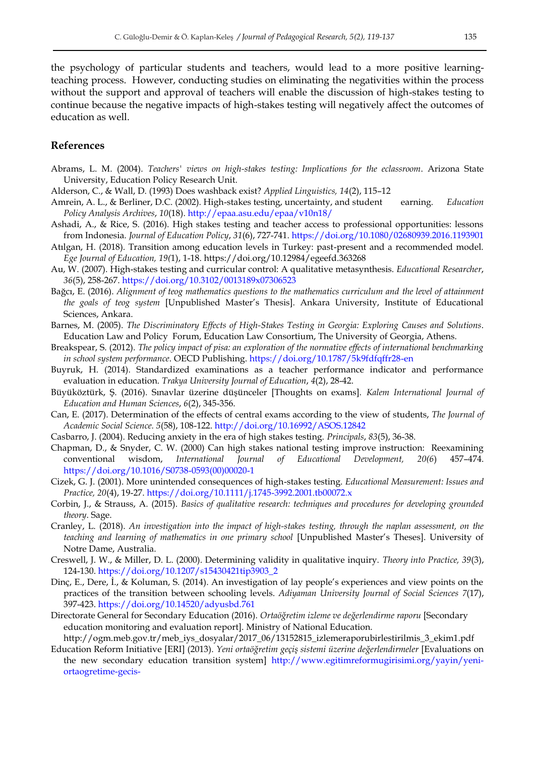the psychology of particular students and teachers, would lead to a more positive learning-teaching process. However, conducting studies on eliminating the negativities within the process without the support and approval of teachers will enable the discussion of high-stakes testing to continue because the negative impacts of high-stakes testing will negatively affect the outcomes of education as well.

## References

Abrams, L. M. (2004). *Teachers' views on high-stakes testing: Implications for the eclassroom*. Arizona State University, Education Policy Research Unit.

Alderson, C., & Wall, D. (1993) Does washback exist? *Applied Linguistics, 14*(2), 115–12

Amrein, A. L., & Berliner, D.C. (2002). High-stakes testing, uncertainty, and student earning. *Education Policy Analysis Archives*, *10*(18). http://epaa.asu.edu/epaa/v10n18/

Ashadi, A., & Rice, S. (2016). High stakes testing and teacher access to professional opportunities: lessons from Indonesia. *Journal of Education Policy*, *31*(6), 727-741. https://doi.org/10.1080/02680939.2016.1193901

Atılgan, H. (2018). Transition among education levels in Turkey: past-present and a recommended model. *Ege Journal of Education, 19(*1), 1-18. https://doi.org/10.12984/egeefd.363268

Au, W. (2007). High-stakes testing and curricular control: A qualitative metasynthesis. *Educational Researcher*, *36*(5), 258-267. https://doi.org/10.3102/0013189x07306523

Bağcı, E. (2016). *Alignment of teog mathematics questions to the mathematics curriculum and the level of attainment the goals of teog system* [Unpublished Master's Thesis]. Ankara University, Institute of Educational Sciences, Ankara.

Barnes, M. (2005). *The Discriminatory Effects of High-Stakes Testing in Georgia: Exploring Causes and Solutions*. Education Law and Policy Forum, Education Law Consortium, The University of Georgia, Athens.

Breakspear, S. (2012). *The policy impact of pisa: an exploration of the normative effects of international benchmarking in school system performance*. OECD Publishing. https://doi.org/10.1787/5k9fdfqffr28-en

Buyruk, H. (2014). Standardized examinations as a teacher performance indicator and performance evaluation in education. *Trakya University Journal of Education*, *4*(2), 28-42.

Büyüköztürk, Ş. (2016). Sınavlar üzerine düşünceler [Thoughts on exams]. *Kalem International Journal of Education and Human Sciences*, *6*(2), 345-356.

Can, E. (2017). Determination of the effects of central exams according to the view of students, *The Journal of Academic Social Science. 5*(58), 108-122. http://doi.org/10.16992/ASOS.12842

Casbarro, J. (2004). Reducing anxiety in the era of high stakes testing. *Principals*, *83*(5), 36-38.

Chapman, D., & Snyder, C. W. (2000) Can high stakes national testing improve instruction: Reexamining conventional wisdom, *International Journal of Educational Development, 20(6)* 457–474. https://doi.org/10.1016/S0738-0593(00)00020-1

Cizek, G. J. (2001). More unintended consequences of high-stakes testing. *Educational Measurement: Issues and Practice, 20*(4), 19-27. https://doi.org/10.1111/j.1745-3992.2001.tb00072.x

Corbin, J., & Strauss, A. (2015). *Basics of qualitative research: techniques and procedures for developing grounded theory*. Sage.

Cranley, L. (2018). *An investigation into the impact of high-stakes testing, through the naplan assessment, on the teaching and learning of mathematics in one primary school* [Unpublished Master's Theses]. University of Notre Dame, Australia.

Creswell, J. W., & Miller, D. L. (2000). Determining validity in qualitative inquiry. *Theory into Practice, 39*(3), 124-130. https://doi.org/10.1207/s15430421tip3903_2

Dinç, E., Dere, İ., & Koluman, S. (2014). An investigation of lay people's experiences and view points on the practices of the transition between schooling levels. *Adiyaman University Journal of Social Sciences 7*(17), 397-423. https://doi.org/10.14520/adyusbd.761

Directorate General for Secondary Education (2016). *Ortaöğretim izleme ve değerlendirme raporu* [Secondary education monitoring and evaluation report]. Ministry of National Education. http://ogm.meb.gov.tr/meb_iys_dosyalar/2017_06/13152815_izlemeraporubirlestirilmis_3_ekim1.pdf

Education Reform Initiative [ERI] (2013). *Yeni ortaöğretim geçiş sistemi üzerine değerlendirmeler* [Evaluations on the new secondary education transition system] http://www.egitimreformugirisimi.org/yayin/yeni-ortaogretime-gecis-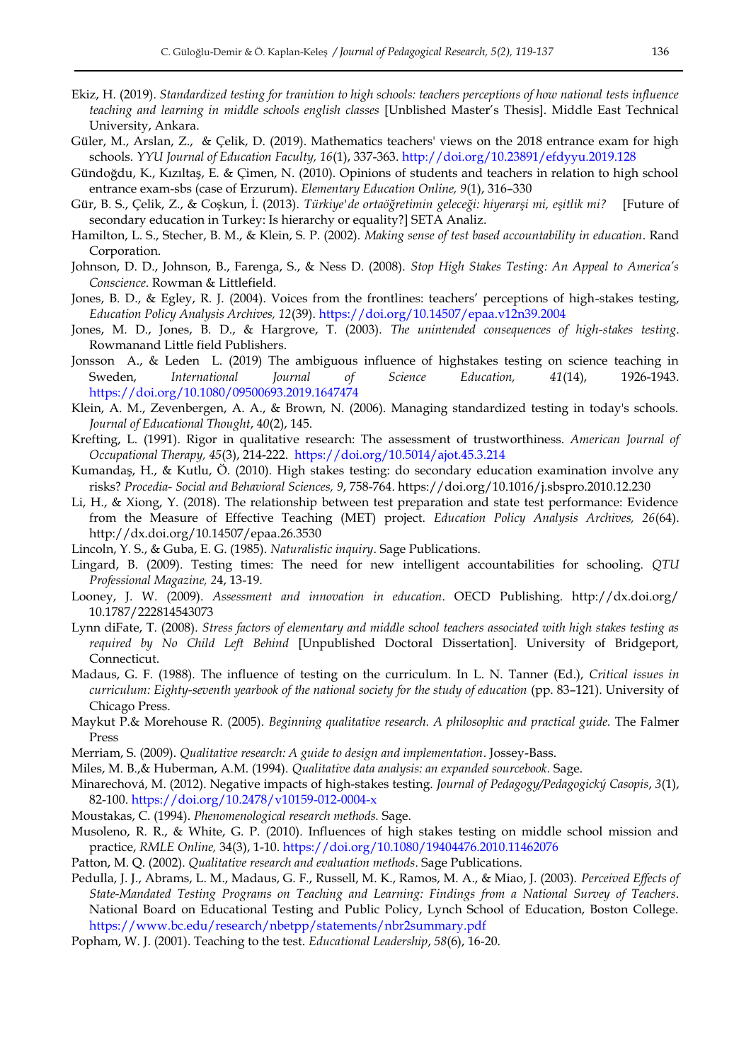Ekiz, H. (2019). *Standardized testing for tranition to high schools: teachers perceptions of how national tests influence teaching and learning in middle schools english classes* [Unblished Master's Thesis]. Middle East Technical University, Ankara.

Güler, M., Arslan, Z., & Çelik, D. (2019). Mathematics teachers' views on the 2018 entrance exam for high schools. *YYU Journal of Education Faculty, 16*(1), 337-363. http://doi.org/10.23891/efdyyu.2019.128

Gündoğdu, K., Kızıltaş, E. & Çimen, N. (2010). Opinions of students and teachers in relation to high school entrance exam-sbs (case of Erzurum). *Elementary Education Online, 9*(1), 316–330

Gür, B. S., Çelik, Z., & Coşkun, İ. (2013). *Türkiye'de ortaöğretimin geleceği: hiyerarşi mi, eşitlik mi?* [Future of secondary education in Turkey: Is hierarchy or equality?] SETA Analiz.

Hamilton, L. S., Stecher, B. M., & Klein, S. P. (2002). *Making sense of test based accountability in education*. Rand Corporation.

Johnson, D. D., Johnson, B., Farenga, S., & Ness D. (2008). *Stop High Stakes Testing: An Appeal to America's Conscience*. Rowman & Littlefield.

Jones, B. D., & Egley, R. J. (2004). Voices from the frontlines: teachers' perceptions of high-stakes testing, *Education Policy Analysis Archives, 12*(39). https://doi.org/10.14507/epaa.v12n39.2004

Jones, M. D., Jones, B. D., & Hargrove, T. (2003). *The unintended consequences of high-stakes testing*. Rowmanand Little field Publishers.

Jonsson A., & Leden L. (2019) The ambiguous influence of highstakes testing on science teaching in Sweden, *International Journal of Science Education, 41*(14), 1926-1943. https://doi.org/10.1080/09500693.2019.1647474

Klein, A. M., Zevenbergen, A. A., & Brown, N. (2006). Managing standardized testing in today's schools. *Journal of Educational Thought*, 40(2), 145.

Krefting, L. (1991). Rigor in qualitative research: The assessment of trustworthiness. *American Journal of Occupational Therapy, 45*(3), 214-222. https://doi.org/10.5014/ajot.45.3.214

Kumandaş, H., & Kutlu, Ö. (2010). High stakes testing: do secondary education examination involve any risks? *Procedia- Social and Behavioral Sciences, 9*, 758-764. https://doi.org/10.1016/j.sbspro.2010.12.230

Li, H., & Xiong, Y. (2018). The relationship between test preparation and state test performance: Evidence from the Measure of Effective Teaching (MET) project. *Education Policy Analysis Archives, 26*(64). http://dx.doi.org/10.14507/epaa.26.3530

Lincoln, Y. S., & Guba, E. G. (1985). *Naturalistic inquiry*. Sage Publications.

Lingard, B. (2009). Testing times: The need for new intelligent accountabilities for schooling. *QTU Professional Magazine,* 24, 13-19.

Looney, J. W. (2009). *Assessment and innovation in education*. OECD Publishing. http://dx.doi.org/10.1787/222814543073

Lynn diFate, T. (2008). *Stress factors of elementary and middle school teachers associated with high stakes testing as required by No Child Left Behind* [Unpublished Doctoral Dissertation]. University of Bridgeport, Connecticut.

Madaus, G. F. (1988). The influence of testing on the curriculum. In L. N. Tanner (Ed.), *Critical issues in curriculum: Eighty-seventh yearbook of the national society for the study of education* (pp. 83–121). University of Chicago Press.

Maykut P.& Morehouse R. (2005). *Beginning qualitative research. A philosophic and practical guide.* The Falmer Press

Merriam, S. (2009). *Qualitative research: A guide to design and implementation*. Jossey-Bass.

Miles, M. B.,& Huberman, A.M. (1994). *Qualitative data analysis: an expanded sourcebook.* Sage.

Minarechová, M. (2012). Negative impacts of high-stakes testing. *Journal of Pedagogy/Pedagogický Casopis*, *3*(1), 82-100. https://doi.org/10.2478/v10159-012-0004-x

Moustakas, C. (1994). *Phenomenological research methods.* Sage.

Musoleno, R. R., & White, G. P. (2010). Influences of high stakes testing on middle school mission and practice, *RMLE Online,* 34(3), 1-10. https://doi.org/10.1080/19404476.2010.11462076

Patton, M. Q. (2002). *Qualitative research and evaluation methods*. Sage Publications.

Pedulla, J. J., Abrams, L. M., Madaus, G. F., Russell, M. K., Ramos, M. A., & Miao, J. (2003). *Perceived Effects of State-Mandated Testing Programs on Teaching and Learning: Findings from a National Survey of Teachers*. National Board on Educational Testing and Public Policy, Lynch School of Education, Boston College. https://www.bc.edu/research/nbetpp/statements/nbr2summary.pdf

Popham, W. J. (2001). Teaching to the test. *Educational Leadership*, *58*(6), 16-20.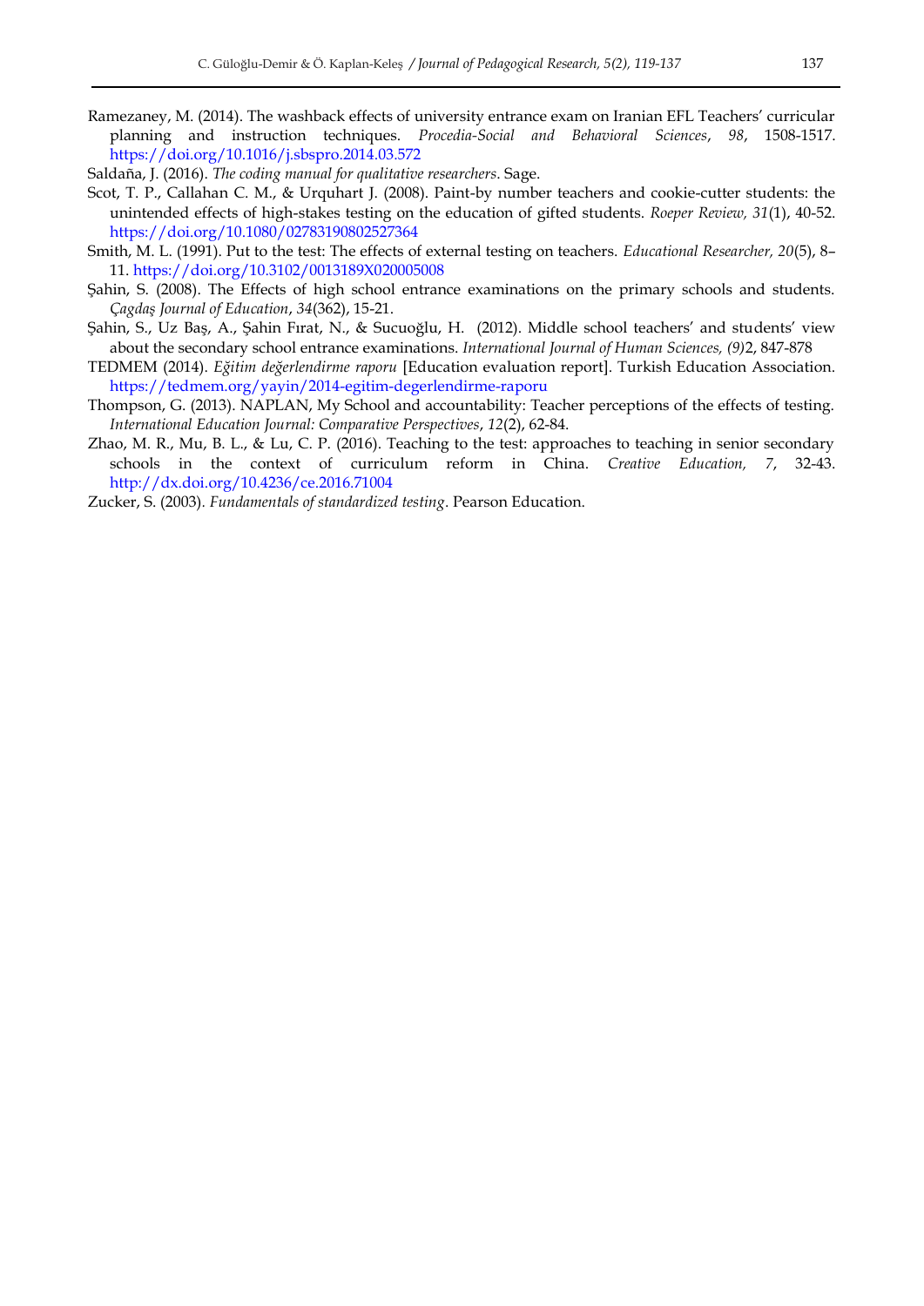Ramezaney, M. (2014). The washback effects of university entrance exam on Iranian EFL Teachers' curricular planning and instruction techniques. *Procedia-Social and Behavioral Sciences*, *98*, 1508-1517. https://doi.org/10.1016/j.sbspro.2014.03.572

Saldaña, J. (2016). *The coding manual for qualitative researchers*. Sage.

Scot, T. P., Callahan C. M., & Urquhart J. (2008). Paint-by number teachers and cookie-cutter students: the unintended effects of high-stakes testing on the education of gifted students. *Roeper Review, 31*(1), 40-52. https://doi.org/10.1080/02783190802527364

Smith, M. L. (1991). Put to the test: The effects of external testing on teachers. *Educational Researcher, 20*(5), 8–11. https://doi.org/10.3102/0013189X020005008

Şahin, S. (2008). The Effects of high school entrance examinations on the primary schools and students. *Çagdaş Journal of Education*, *34*(362), 15-21.

Şahin, S., Uz Baş, A., Şahin Fırat, N., & Sucuoğlu, H. (2012). Middle school teachers' and students' view about the secondary school entrance examinations. *International Journal of Human Sciences, (9)*2, 847-878

TEDMEM (2014). *Eğitim değerlendirme raporu* [Education evaluation report]. Turkish Education Association. https://tedmem.org/yayin/2014-egitim-degerlendirme-raporu

Thompson, G. (2013). NAPLAN, My School and accountability: Teacher perceptions of the effects of testing. *International Education Journal: Comparative Perspectives*, *12*(2), 62-84.

Zhao, M. R., Mu, B. L., & Lu, C. P. (2016). Teaching to the test: approaches to teaching in senior secondary schools in the context of curriculum reform in China. *Creative Education, 7*, 32-43. http://dx.doi.org/10.4236/ce.2016.71004

Zucker, S. (2003). *Fundamentals of standardized testing*. Pearson Education.